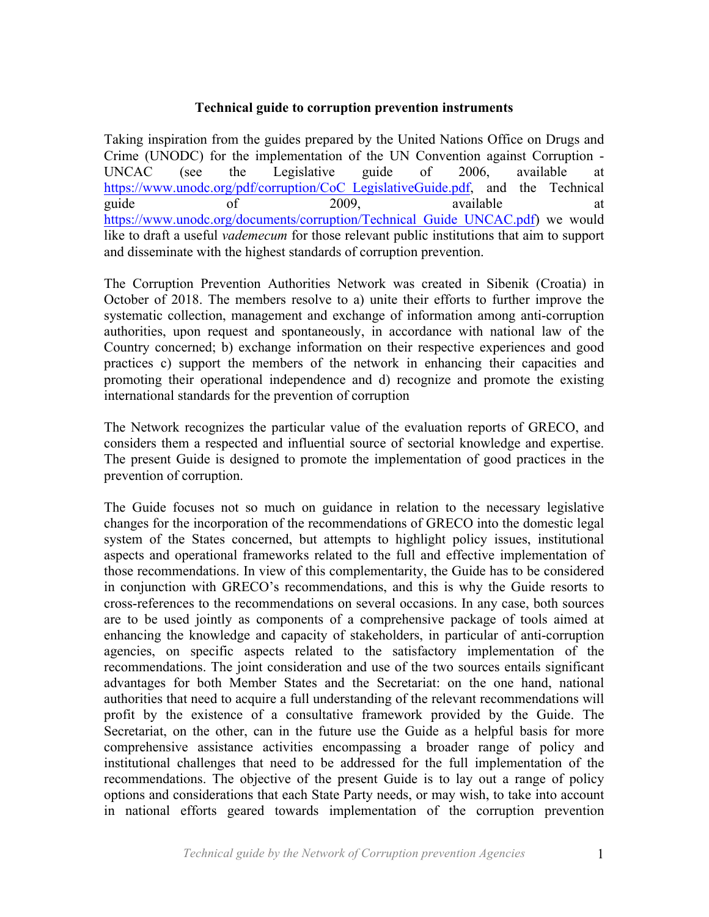# Technical guide to corruption prevention instruments

Taking inspiration from the guides prepared by the United Nations Office on Drugs and Crime (UNODC) for the implementation of the UN Convention against Corruption - UNCAC (see the Legislative guide of 2006, available at https://www.unodc.org/pdf/corruption/CoC_LegislativeGuide.pdf, and the Technical guide of 2009, available at https://www.unodc.org/documents/corruption/Technical_Guide_UNCAC.pdf) we would like to draft a useful *vademecum* for those relevant public institutions that aim to support and disseminate with the highest standards of corruption prevention.

The Corruption Prevention Authorities Network was created in Sibenik (Croatia) in October of 2018. The members resolve to a) unite their efforts to further improve the systematic collection, management and exchange of information among anti-corruption authorities, upon request and spontaneously, in accordance with national law of the Country concerned; b) exchange information on their respective experiences and good practices c) support the members of the network in enhancing their capacities and promoting their operational independence and d) recognize and promote the existing international standards for the prevention of corruption

The Network recognizes the particular value of the evaluation reports of GRECO, and considers them a respected and influential source of sectorial knowledge and expertise. The present Guide is designed to promote the implementation of good practices in the prevention of corruption.

The Guide focuses not so much on guidance in relation to the necessary legislative changes for the incorporation of the recommendations of GRECO into the domestic legal system of the States concerned, but attempts to highlight policy issues, institutional aspects and operational frameworks related to the full and effective implementation of those recommendations. In view of this complementarity, the Guide has to be considered in conjunction with GRECO's recommendations, and this is why the Guide resorts to cross-references to the recommendations on several occasions. In any case, both sources are to be used jointly as components of a comprehensive package of tools aimed at enhancing the knowledge and capacity of stakeholders, in particular of anti-corruption agencies, on specific aspects related to the satisfactory implementation of the recommendations. The joint consideration and use of the two sources entails significant advantages for both Member States and the Secretariat: on the one hand, national authorities that need to acquire a full understanding of the relevant recommendations will profit by the existence of a consultative framework provided by the Guide. The Secretariat, on the other, can in the future use the Guide as a helpful basis for more comprehensive assistance activities encompassing a broader range of policy and institutional challenges that need to be addressed for the full implementation of the recommendations. The objective of the present Guide is to lay out a range of policy options and considerations that each State Party needs, or may wish, to take into account in national efforts geared towards implementation of the corruption prevention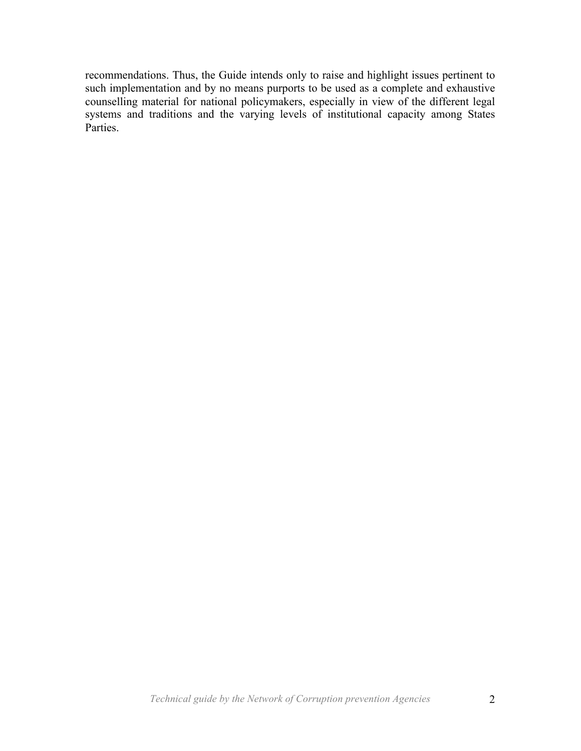recommendations. Thus, the Guide intends only to raise and highlight issues pertinent to such implementation and by no means purports to be used as a complete and exhaustive counselling material for national policymakers, especially in view of the different legal systems and traditions and the varying levels of institutional capacity among States Parties.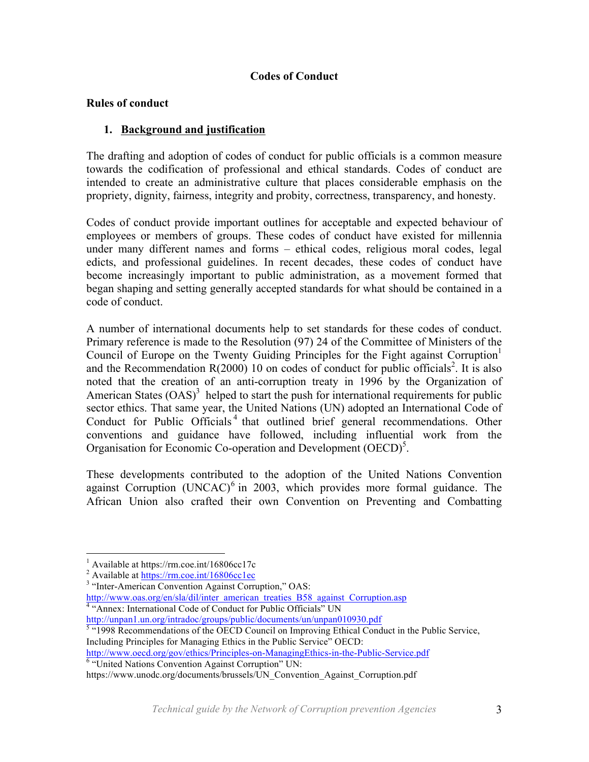# Codes of Conduct

## Rules of conduct

### 1. Background and justification

The drafting and adoption of codes of conduct for public officials is a common measure towards the codification of professional and ethical standards. Codes of conduct are intended to create an administrative culture that places considerable emphasis on the propriety, dignity, fairness, integrity and probity, correctness, transparency, and honesty.

Codes of conduct provide important outlines for acceptable and expected behaviour of employees or members of groups. These codes of conduct have existed for millennia under many different names and forms – ethical codes, religious moral codes, legal edicts, and professional guidelines. In recent decades, these codes of conduct have become increasingly important to public administration, as a movement formed that began shaping and setting generally accepted standards for what should be contained in a code of conduct.

A number of international documents help to set standards for these codes of conduct. Primary reference is made to the Resolution (97) 24 of the Committee of Ministers of the Council of Europe on the Twenty Guiding Principles for the Fight against Corruption[1] and the Recommendation R(2000) 10 on codes of conduct for public officials[2]. It is also noted that the creation of an anti-corruption treaty in 1996 by the Organization of American States (OAS)[3] helped to start the push for international requirements for public sector ethics. That same year, the United Nations (UN) adopted an International Code of Conduct for Public Officials[4] that outlined brief general recommendations. Other conventions and guidance have followed, including influential work from the Organisation for Economic Co-operation and Development (OECD)[5].

These developments contributed to the adoption of the United Nations Convention against Corruption (UNCAC)[6] in 2003, which provides more formal guidance. The African Union also crafted their own Convention on Preventing and Combatting

---

[1] Available at https://rm.coe.int/16806cc17c

[2] Available at https://rm.coe.int/16806cc1ec

[3] "Inter-American Convention Against Corruption," OAS: http://www.oas.org/en/sla/dil/inter_american_treaties_B58_against_Corruption.asp

[4] "Annex: International Code of Conduct for Public Officials" UN http://unpan1.un.org/intradoc/groups/public/documents/un/unpan010930.pdf

[5] "1998 Recommendations of the OECD Council on Improving Ethical Conduct in the Public Service, Including Principles for Managing Ethics in the Public Service" OECD: http://www.oecd.org/gov/ethics/Principles-on-ManagingEthics-in-the-Public-Service.pdf

[6] "United Nations Convention Against Corruption" UN: https://www.unodc.org/documents/brussels/UN_Convention_Against_Corruption.pdf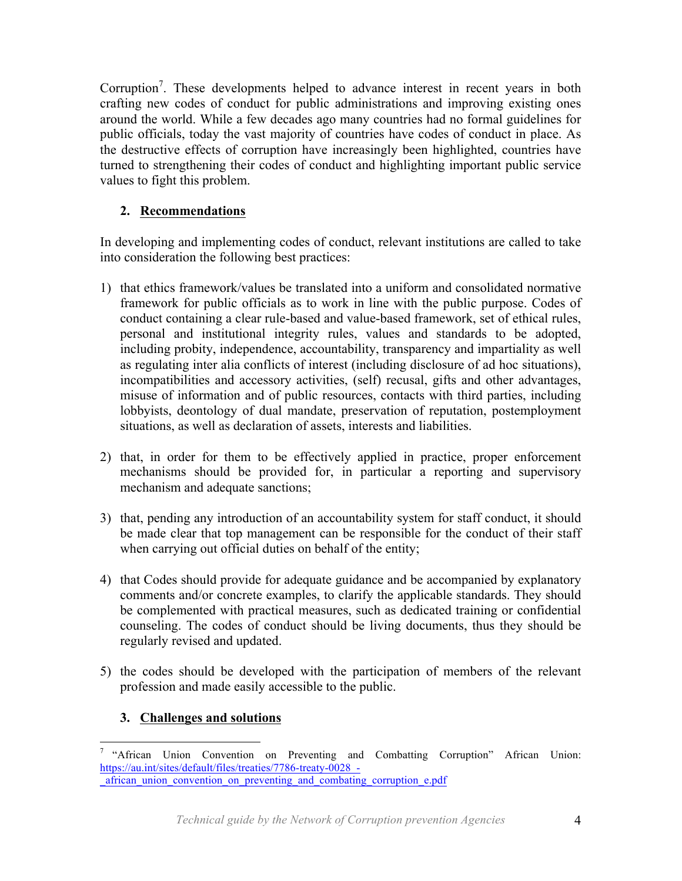Corruption[7]. These developments helped to advance interest in recent years in both crafting new codes of conduct for public administrations and improving existing ones around the world. While a few decades ago many countries had no formal guidelines for public officials, today the vast majority of countries have codes of conduct in place. As the destructive effects of corruption have increasingly been highlighted, countries have turned to strengthening their codes of conduct and highlighting important public service values to fight this problem.

## 2. Recommendations

In developing and implementing codes of conduct, relevant institutions are called to take into consideration the following best practices:

1) that ethics framework/values be translated into a uniform and consolidated normative framework for public officials as to work in line with the public purpose. Codes of conduct containing a clear rule-based and value-based framework, set of ethical rules, personal and institutional integrity rules, values and standards to be adopted, including probity, independence, accountability, transparency and impartiality as well as regulating inter alia conflicts of interest (including disclosure of ad hoc situations), incompatibilities and accessory activities, (self) recusal, gifts and other advantages, misuse of information and of public resources, contacts with third parties, including lobbyists, deontology of dual mandate, preservation of reputation, postemployment situations, as well as declaration of assets, interests and liabilities.

2) that, in order for them to be effectively applied in practice, proper enforcement mechanisms should be provided for, in particular a reporting and supervisory mechanism and adequate sanctions;

3) that, pending any introduction of an accountability system for staff conduct, it should be made clear that top management can be responsible for the conduct of their staff when carrying out official duties on behalf of the entity;

4) that Codes should provide for adequate guidance and be accompanied by explanatory comments and/or concrete examples, to clarify the applicable standards. They should be complemented with practical measures, such as dedicated training or confidential counseling. The codes of conduct should be living documents, thus they should be regularly revised and updated.

5) the codes should be developed with the participation of members of the relevant profession and made easily accessible to the public.

## 3. Challenges and solutions

---

[7] "African Union Convention on Preventing and Combatting Corruption" African Union: https://au.int/sites/default/files/treaties/7786-treaty-0028_-_african_union_convention_on_preventing_and_combating_corruption_e.pdf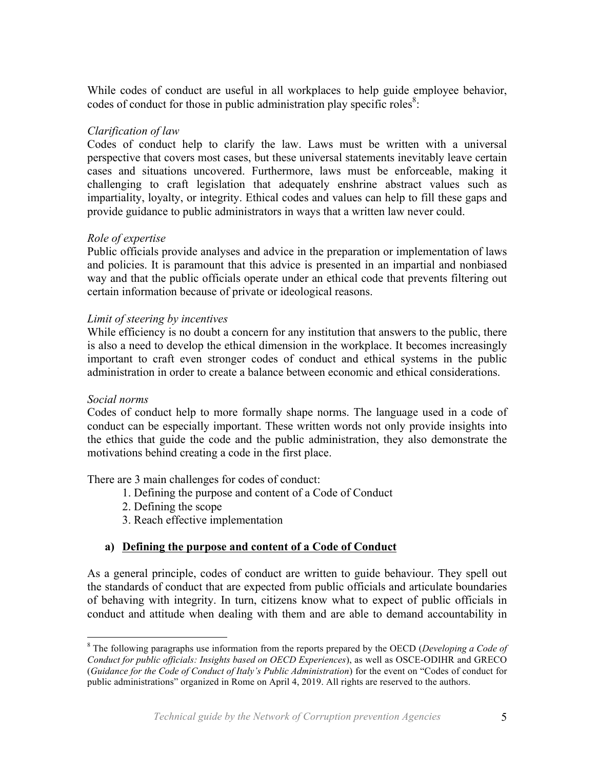While codes of conduct are useful in all workplaces to help guide employee behavior, codes of conduct for those in public administration play specific roles[8]:

*Clarification of law*
Codes of conduct help to clarify the law. Laws must be written with a universal perspective that covers most cases, but these universal statements inevitably leave certain cases and situations uncovered. Furthermore, laws must be enforceable, making it challenging to craft legislation that adequately enshrine abstract values such as impartiality, loyalty, or integrity. Ethical codes and values can help to fill these gaps and provide guidance to public administrators in ways that a written law never could.

*Role of expertise*
Public officials provide analyses and advice in the preparation or implementation of laws and policies. It is paramount that this advice is presented in an impartial and nonbiased way and that the public officials operate under an ethical code that prevents filtering out certain information because of private or ideological reasons.

*Limit of steering by incentives*
While efficiency is no doubt a concern for any institution that answers to the public, there is also a need to develop the ethical dimension in the workplace. It becomes increasingly important to craft even stronger codes of conduct and ethical systems in the public administration in order to create a balance between economic and ethical considerations.

*Social norms*
Codes of conduct help to more formally shape norms. The language used in a code of conduct can be especially important. These written words not only provide insights into the ethics that guide the code and the public administration, they also demonstrate the motivations behind creating a code in the first place.

There are 3 main challenges for codes of conduct:

1. Defining the purpose and content of a Code of Conduct
2. Defining the scope
3. Reach effective implementation

### a) <u>Defining the purpose and content of a Code of Conduct</u>

As a general principle, codes of conduct are written to guide behaviour. They spell out the standards of conduct that are expected from public officials and articulate boundaries of behaving with integrity. In turn, citizens know what to expect of public officials in conduct and attitude when dealing with them and are able to demand accountability in

---

[8] The following paragraphs use information from the reports prepared by the OECD (*Developing a Code of Conduct for public officials: Insights based on OECD Experiences*), as well as OSCE-ODIHR and GRECO (*Guidance for the Code of Conduct of Italy's Public Administration*) for the event on "Codes of conduct for public administrations" organized in Rome on April 4, 2019. All rights are reserved to the authors.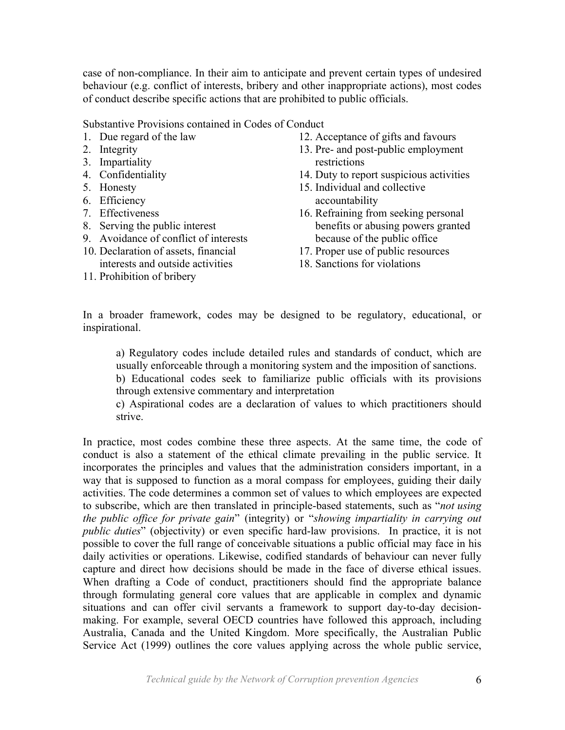case of non-compliance. In their aim to anticipate and prevent certain types of undesired behaviour (e.g. conflict of interests, bribery and other inappropriate actions), most codes of conduct describe specific actions that are prohibited to public officials.

Substantive Provisions contained in Codes of Conduct

1. Due regard of the law
2. Integrity
3. Impartiality
4. Confidentiality
5. Honesty
6. Efficiency
7. Effectiveness
8. Serving the public interest
9. Avoidance of conflict of interests
10. Declaration of assets, financial interests and outside activities
11. Prohibition of bribery
12. Acceptance of gifts and favours
13. Pre- and post-public employment restrictions
14. Duty to report suspicious activities
15. Individual and collective accountability
16. Refraining from seeking personal benefits or abusing powers granted because of the public office
17. Proper use of public resources
18. Sanctions for violations

In a broader framework, codes may be designed to be regulatory, educational, or inspirational.

> a) Regulatory codes include detailed rules and standards of conduct, which are usually enforceable through a monitoring system and the imposition of sanctions.
> b) Educational codes seek to familiarize public officials with its provisions through extensive commentary and interpretation
> c) Aspirational codes are a declaration of values to which practitioners should strive.

In practice, most codes combine these three aspects. At the same time, the code of conduct is also a statement of the ethical climate prevailing in the public service. It incorporates the principles and values that the administration considers important, in a way that is supposed to function as a moral compass for employees, guiding their daily activities. The code determines a common set of values to which employees are expected to subscribe, which are then translated in principle-based statements, such as "*not using the public office for private gain*" (integrity) or "*showing impartiality in carrying out public duties*" (objectivity) or even specific hard-law provisions. In practice, it is not possible to cover the full range of conceivable situations a public official may face in his daily activities or operations. Likewise, codified standards of behaviour can never fully capture and direct how decisions should be made in the face of diverse ethical issues. When drafting a Code of conduct, practitioners should find the appropriate balance through formulating general core values that are applicable in complex and dynamic situations and can offer civil servants a framework to support day-to-day decision-making. For example, several OECD countries have followed this approach, including Australia, Canada and the United Kingdom. More specifically, the Australian Public Service Act (1999) outlines the core values applying across the whole public service,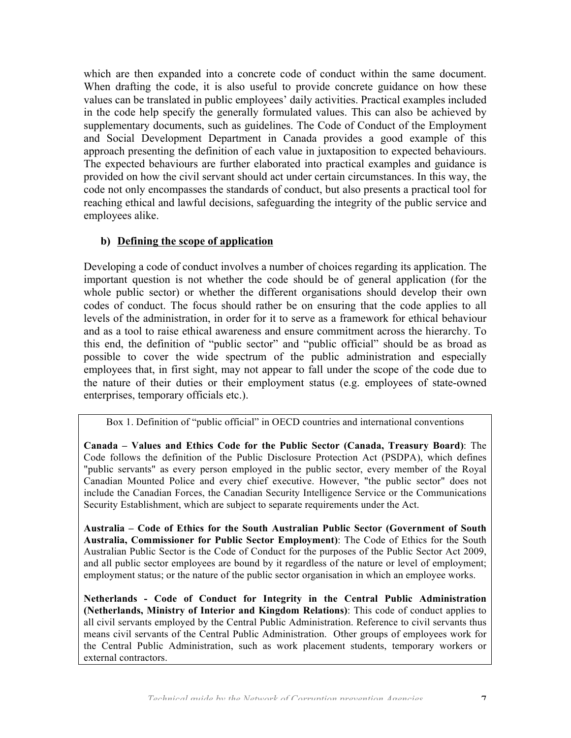which are then expanded into a concrete code of conduct within the same document. When drafting the code, it is also useful to provide concrete guidance on how these values can be translated in public employees' daily activities. Practical examples included in the code help specify the generally formulated values. This can also be achieved by supplementary documents, such as guidelines. The Code of Conduct of the Employment and Social Development Department in Canada provides a good example of this approach presenting the definition of each value in juxtaposition to expected behaviours. The expected behaviours are further elaborated into practical examples and guidance is provided on how the civil servant should act under certain circumstances. In this way, the code not only encompasses the standards of conduct, but also presents a practical tool for reaching ethical and lawful decisions, safeguarding the integrity of the public service and employees alike.

### b) <u>Defining the scope of application</u>

Developing a code of conduct involves a number of choices regarding its application. The important question is not whether the code should be of general application (for the whole public sector) or whether the different organisations should develop their own codes of conduct. The focus should rather be on ensuring that the code applies to all levels of the administration, in order for it to serve as a framework for ethical behaviour and as a tool to raise ethical awareness and ensure commitment across the hierarchy. To this end, the definition of "public sector" and "public official" should be as broad as possible to cover the wide spectrum of the public administration and especially employees that, in first sight, may not appear to fall under the scope of the code due to the nature of their duties or their employment status (e.g. employees of state-owned enterprises, temporary officials etc.).

Box 1. Definition of "public official" in OECD countries and international conventions

**Canada – Values and Ethics Code for the Public Sector (Canada, Treasury Board)**: The Code follows the definition of the Public Disclosure Protection Act (PSDPA), which defines "public servants" as every person employed in the public sector, every member of the Royal Canadian Mounted Police and every chief executive. However, "the public sector" does not include the Canadian Forces, the Canadian Security Intelligence Service or the Communications Security Establishment, which are subject to separate requirements under the Act.

**Australia – Code of Ethics for the South Australian Public Sector (Government of South Australia, Commissioner for Public Sector Employment)**: The Code of Ethics for the South Australian Public Sector is the Code of Conduct for the purposes of the Public Sector Act 2009, and all public sector employees are bound by it regardless of the nature or level of employment; employment status; or the nature of the public sector organisation in which an employee works.

**Netherlands - Code of Conduct for Integrity in the Central Public Administration (Netherlands, Ministry of Interior and Kingdom Relations)**: This code of conduct applies to all civil servants employed by the Central Public Administration. Reference to civil servants thus means civil servants of the Central Public Administration. Other groups of employees work for the Central Public Administration, such as work placement students, temporary workers or external contractors.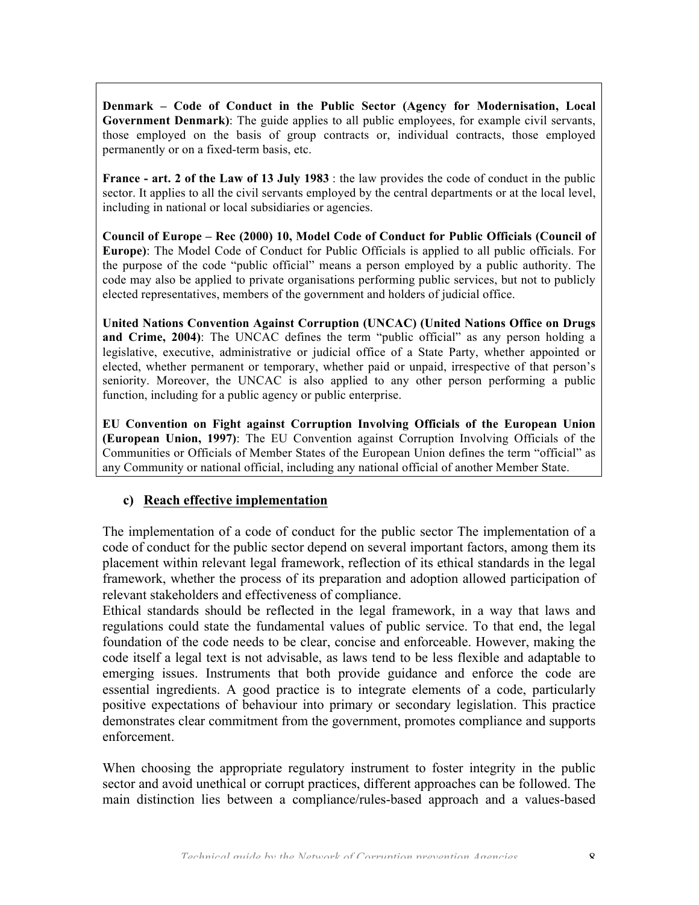**Denmark – Code of Conduct in the Public Sector (Agency for Modernisation, Local Government Denmark)**: The guide applies to all public employees, for example civil servants, those employed on the basis of group contracts or, individual contracts, those employed permanently or on a fixed-term basis, etc.

**France - art. 2 of the Law of 13 July 1983** : the law provides the code of conduct in the public sector. It applies to all the civil servants employed by the central departments or at the local level, including in national or local subsidiaries or agencies.

**Council of Europe – Rec (2000) 10, Model Code of Conduct for Public Officials (Council of Europe)**: The Model Code of Conduct for Public Officials is applied to all public officials. For the purpose of the code "public official" means a person employed by a public authority. The code may also be applied to private organisations performing public services, but not to publicly elected representatives, members of the government and holders of judicial office.

**United Nations Convention Against Corruption (UNCAC) (United Nations Office on Drugs and Crime, 2004)**: The UNCAC defines the term "public official" as any person holding a legislative, executive, administrative or judicial office of a State Party, whether appointed or elected, whether permanent or temporary, whether paid or unpaid, irrespective of that person's seniority. Moreover, the UNCAC is also applied to any other person performing a public function, including for a public agency or public enterprise.

**EU Convention on Fight against Corruption Involving Officials of the European Union (European Union, 1997)**: The EU Convention against Corruption Involving Officials of the Communities or Officials of Member States of the European Union defines the term "official" as any Community or national official, including any national official of another Member State.

### c) Reach effective implementation

The implementation of a code of conduct for the public sector The implementation of a code of conduct for the public sector depend on several important factors, among them its placement within relevant legal framework, reflection of its ethical standards in the legal framework, whether the process of its preparation and adoption allowed participation of relevant stakeholders and effectiveness of compliance.
Ethical standards should be reflected in the legal framework, in a way that laws and regulations could state the fundamental values of public service. To that end, the legal foundation of the code needs to be clear, concise and enforceable. However, making the code itself a legal text is not advisable, as laws tend to be less flexible and adaptable to emerging issues. Instruments that both provide guidance and enforce the code are essential ingredients. A good practice is to integrate elements of a code, particularly positive expectations of behaviour into primary or secondary legislation. This practice demonstrates clear commitment from the government, promotes compliance and supports enforcement.

When choosing the appropriate regulatory instrument to foster integrity in the public sector and avoid unethical or corrupt practices, different approaches can be followed. The main distinction lies between a compliance/rules-based approach and a values-based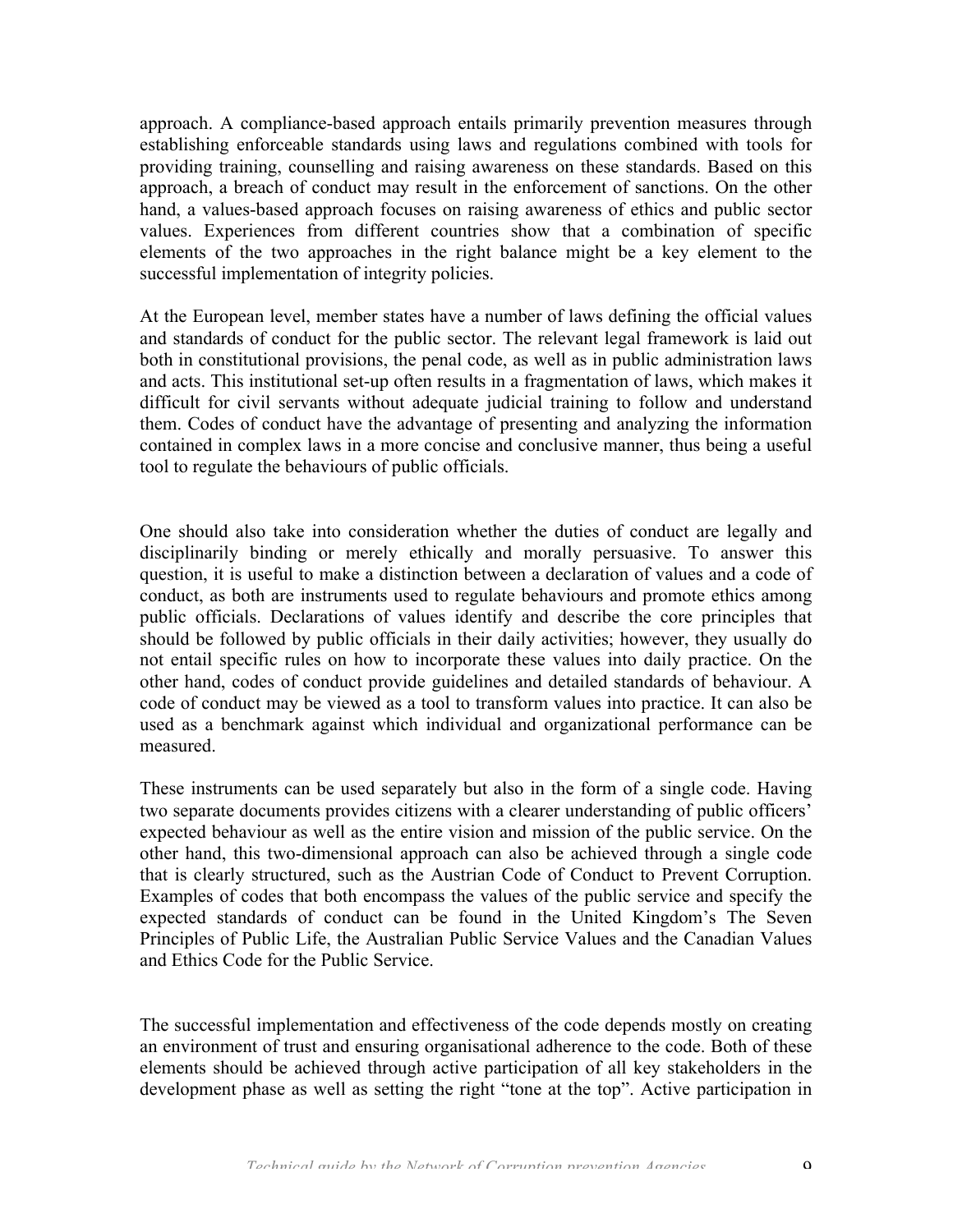approach. A compliance-based approach entails primarily prevention measures through establishing enforceable standards using laws and regulations combined with tools for providing training, counselling and raising awareness on these standards. Based on this approach, a breach of conduct may result in the enforcement of sanctions. On the other hand, a values-based approach focuses on raising awareness of ethics and public sector values. Experiences from different countries show that a combination of specific elements of the two approaches in the right balance might be a key element to the successful implementation of integrity policies.

At the European level, member states have a number of laws defining the official values and standards of conduct for the public sector. The relevant legal framework is laid out both in constitutional provisions, the penal code, as well as in public administration laws and acts. This institutional set-up often results in a fragmentation of laws, which makes it difficult for civil servants without adequate judicial training to follow and understand them. Codes of conduct have the advantage of presenting and analyzing the information contained in complex laws in a more concise and conclusive manner, thus being a useful tool to regulate the behaviours of public officials.

One should also take into consideration whether the duties of conduct are legally and disciplinarily binding or merely ethically and morally persuasive. To answer this question, it is useful to make a distinction between a declaration of values and a code of conduct, as both are instruments used to regulate behaviours and promote ethics among public officials. Declarations of values identify and describe the core principles that should be followed by public officials in their daily activities; however, they usually do not entail specific rules on how to incorporate these values into daily practice. On the other hand, codes of conduct provide guidelines and detailed standards of behaviour. A code of conduct may be viewed as a tool to transform values into practice. It can also be used as a benchmark against which individual and organizational performance can be measured.

These instruments can be used separately but also in the form of a single code. Having two separate documents provides citizens with a clearer understanding of public officers' expected behaviour as well as the entire vision and mission of the public service. On the other hand, this two-dimensional approach can also be achieved through a single code that is clearly structured, such as the Austrian Code of Conduct to Prevent Corruption. Examples of codes that both encompass the values of the public service and specify the expected standards of conduct can be found in the United Kingdom's The Seven Principles of Public Life, the Australian Public Service Values and the Canadian Values and Ethics Code for the Public Service.

The successful implementation and effectiveness of the code depends mostly on creating an environment of trust and ensuring organisational adherence to the code. Both of these elements should be achieved through active participation of all key stakeholders in the development phase as well as setting the right "tone at the top". Active participation in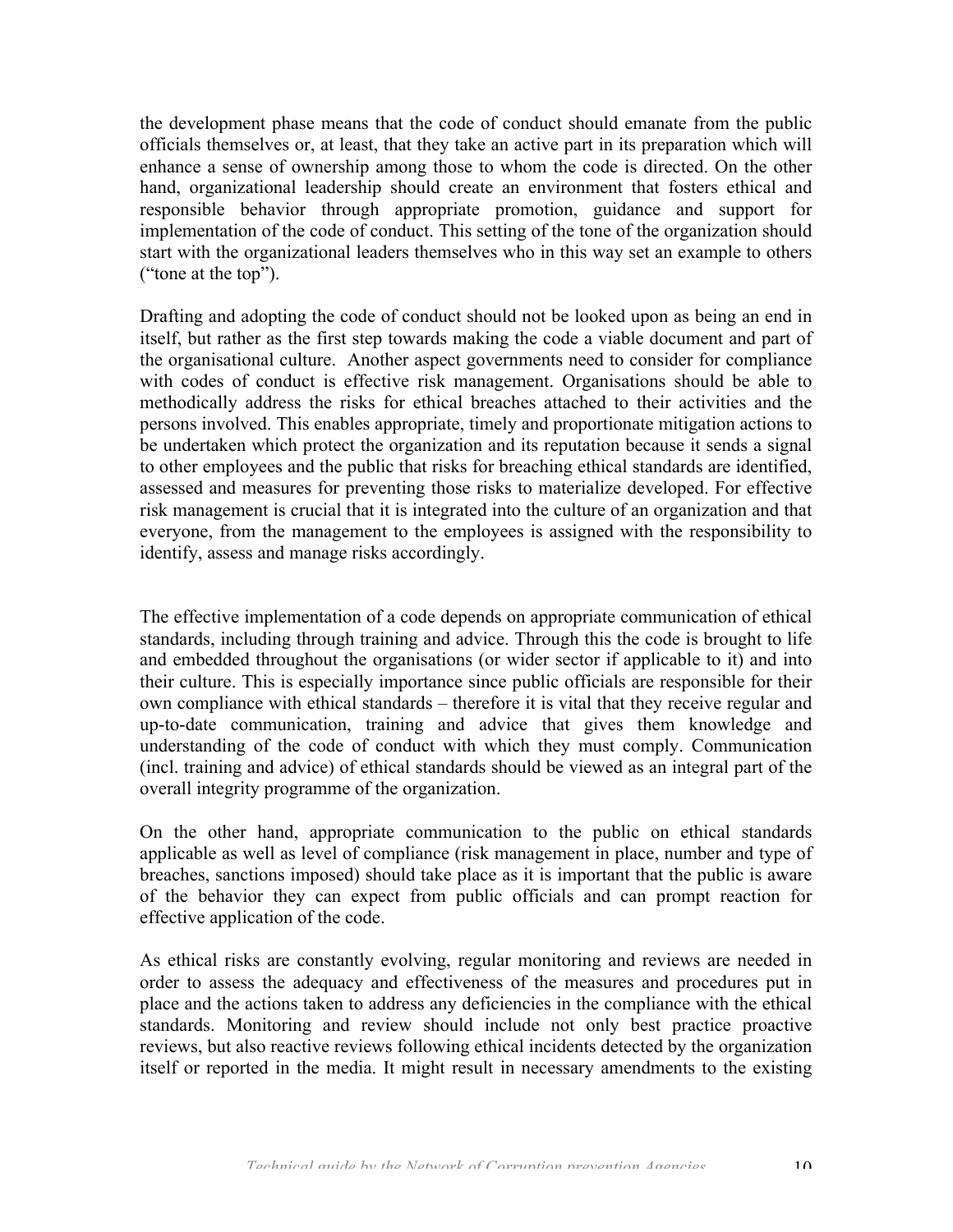the development phase means that the code of conduct should emanate from the public officials themselves or, at least, that they take an active part in its preparation which will enhance a sense of ownership among those to whom the code is directed. On the other hand, organizational leadership should create an environment that fosters ethical and responsible behavior through appropriate promotion, guidance and support for implementation of the code of conduct. This setting of the tone of the organization should start with the organizational leaders themselves who in this way set an example to others ("tone at the top").

Drafting and adopting the code of conduct should not be looked upon as being an end in itself, but rather as the first step towards making the code a viable document and part of the organisational culture. Another aspect governments need to consider for compliance with codes of conduct is effective risk management. Organisations should be able to methodically address the risks for ethical breaches attached to their activities and the persons involved. This enables appropriate, timely and proportionate mitigation actions to be undertaken which protect the organization and its reputation because it sends a signal to other employees and the public that risks for breaching ethical standards are identified, assessed and measures for preventing those risks to materialize developed. For effective risk management is crucial that it is integrated into the culture of an organization and that everyone, from the management to the employees is assigned with the responsibility to identify, assess and manage risks accordingly.

The effective implementation of a code depends on appropriate communication of ethical standards, including through training and advice. Through this the code is brought to life and embedded throughout the organisations (or wider sector if applicable to it) and into their culture. This is especially importance since public officials are responsible for their own compliance with ethical standards – therefore it is vital that they receive regular and up-to-date communication, training and advice that gives them knowledge and understanding of the code of conduct with which they must comply. Communication (incl. training and advice) of ethical standards should be viewed as an integral part of the overall integrity programme of the organization.

On the other hand, appropriate communication to the public on ethical standards applicable as well as level of compliance (risk management in place, number and type of breaches, sanctions imposed) should take place as it is important that the public is aware of the behavior they can expect from public officials and can prompt reaction for effective application of the code.

As ethical risks are constantly evolving, regular monitoring and reviews are needed in order to assess the adequacy and effectiveness of the measures and procedures put in place and the actions taken to address any deficiencies in the compliance with the ethical standards. Monitoring and review should include not only best practice proactive reviews, but also reactive reviews following ethical incidents detected by the organization itself or reported in the media. It might result in necessary amendments to the existing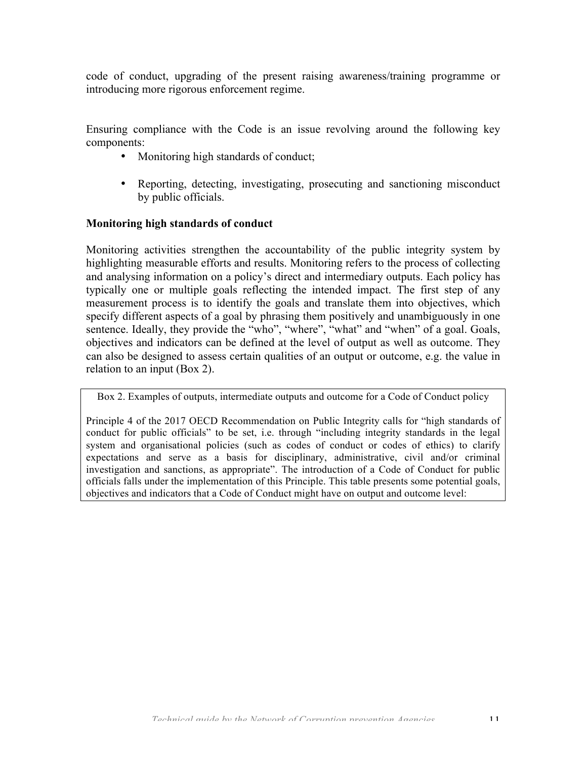code of conduct, upgrading of the present raising awareness/training programme or introducing more rigorous enforcement regime.

Ensuring compliance with the Code is an issue revolving around the following key components:

- Monitoring high standards of conduct;
- Reporting, detecting, investigating, prosecuting and sanctioning misconduct by public officials.

**Monitoring high standards of conduct**

Monitoring activities strengthen the accountability of the public integrity system by highlighting measurable efforts and results. Monitoring refers to the process of collecting and analysing information on a policy's direct and intermediary outputs. Each policy has typically one or multiple goals reflecting the intended impact. The first step of any measurement process is to identify the goals and translate them into objectives, which specify different aspects of a goal by phrasing them positively and unambiguously in one sentence. Ideally, they provide the "who", "where", "what" and "when" of a goal. Goals, objectives and indicators can be defined at the level of output as well as outcome. They can also be designed to assess certain qualities of an output or outcome, e.g. the value in relation to an input (Box 2).

> Box 2. Examples of outputs, intermediate outputs and outcome for a Code of Conduct policy
>
> Principle 4 of the 2017 OECD Recommendation on Public Integrity calls for "high standards of conduct for public officials" to be set, i.e. through "including integrity standards in the legal system and organisational policies (such as codes of conduct or codes of ethics) to clarify expectations and serve as a basis for disciplinary, administrative, civil and/or criminal investigation and sanctions, as appropriate". The introduction of a Code of Conduct for public officials falls under the implementation of this Principle. This table presents some potential goals, objectives and indicators that a Code of Conduct might have on output and outcome level: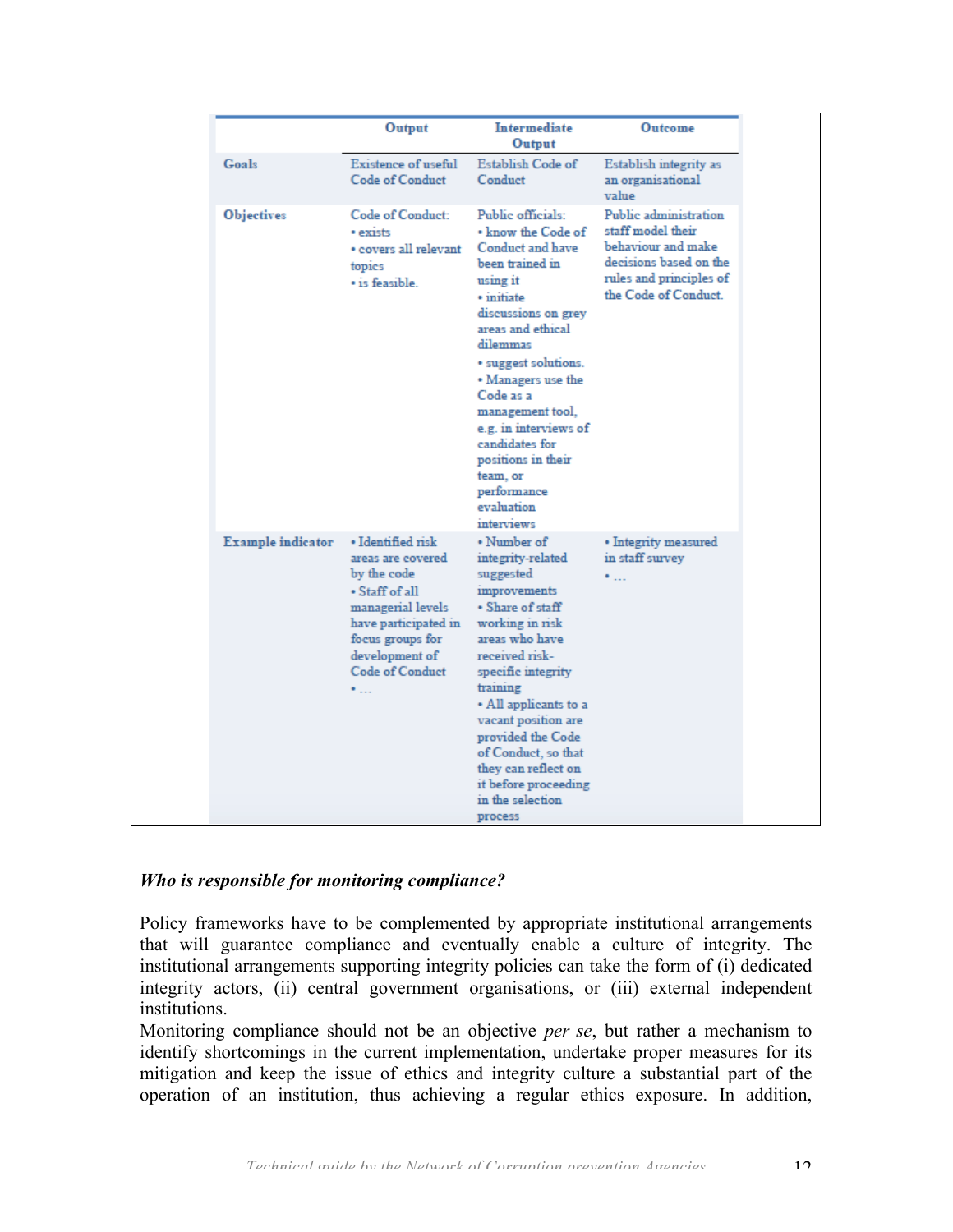| | Output | Intermediate Output | Outcome |
|---|---|---|---|
| **Goals** | Existence of useful Code of Conduct | Establish Code of Conduct | Establish integrity as an organisational value |
| **Objectives** | Code of Conduct:<br>• exists<br>• covers all relevant topics<br>• is feasible. | Public officials:<br>• know the Code of Conduct and have been trained in using it<br>• initiate discussions on grey areas and ethical dilemmas<br>• suggest solutions.<br>• Managers use the Code as a management tool, e.g. in interviews of candidates for positions in their team, or performance evaluation interviews | Public administration staff model their behaviour and make decisions based on the rules and principles of the Code of Conduct. |
| **Example indicator** | • Identified risk areas are covered by the code<br>• Staff of all managerial levels have participated in focus groups for development of Code of Conduct<br>• … | • Number of integrity-related suggested improvements<br>• Share of staff working in risk areas who have received risk-specific integrity training<br>• All applicants to a vacant position are provided the Code of Conduct, so that they can reflect on it before proceeding in the selection process | • Integrity measured in staff survey<br>• … |

***Who is responsible for monitoring compliance?***

Policy frameworks have to be complemented by appropriate institutional arrangements that will guarantee compliance and eventually enable a culture of integrity. The institutional arrangements supporting integrity policies can take the form of (i) dedicated integrity actors, (ii) central government organisations, or (iii) external independent institutions.

Monitoring compliance should not be an objective *per se*, but rather a mechanism to identify shortcomings in the current implementation, undertake proper measures for its mitigation and keep the issue of ethics and integrity culture a substantial part of the operation of an institution, thus achieving a regular ethics exposure. In addition,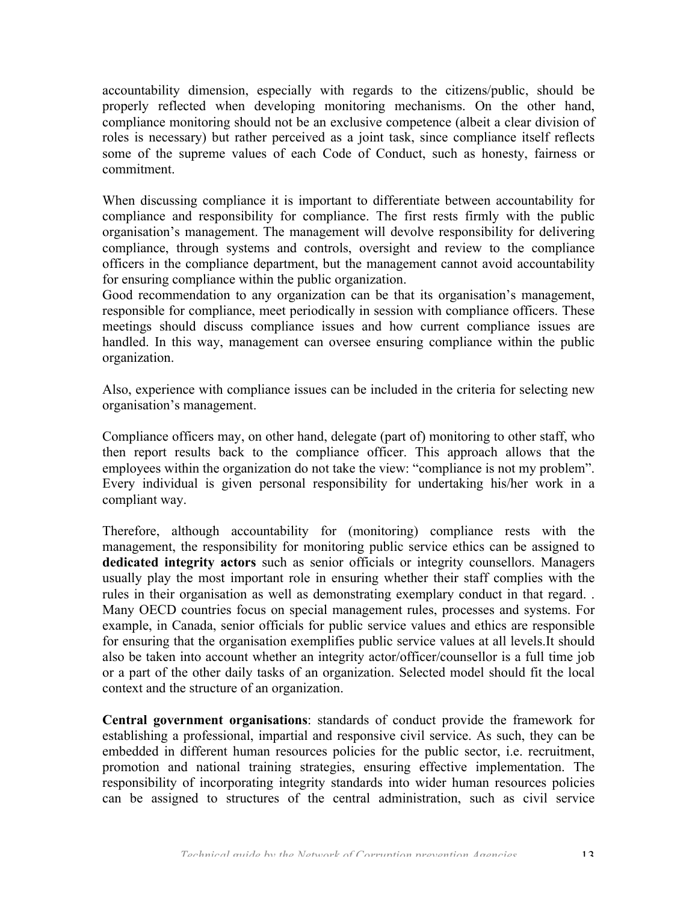accountability dimension, especially with regards to the citizens/public, should be properly reflected when developing monitoring mechanisms. On the other hand, compliance monitoring should not be an exclusive competence (albeit a clear division of roles is necessary) but rather perceived as a joint task, since compliance itself reflects some of the supreme values of each Code of Conduct, such as honesty, fairness or commitment.

When discussing compliance it is important to differentiate between accountability for compliance and responsibility for compliance. The first rests firmly with the public organisation's management. The management will devolve responsibility for delivering compliance, through systems and controls, oversight and review to the compliance officers in the compliance department, but the management cannot avoid accountability for ensuring compliance within the public organization.
Good recommendation to any organization can be that its organisation's management, responsible for compliance, meet periodically in session with compliance officers. These meetings should discuss compliance issues and how current compliance issues are handled. In this way, management can oversee ensuring compliance within the public organization.

Also, experience with compliance issues can be included in the criteria for selecting new organisation's management.

Compliance officers may, on other hand, delegate (part of) monitoring to other staff, who then report results back to the compliance officer. This approach allows that the employees within the organization do not take the view: "compliance is not my problem". Every individual is given personal responsibility for undertaking his/her work in a compliant way.

Therefore, although accountability for (monitoring) compliance rests with the management, the responsibility for monitoring public service ethics can be assigned to **dedicated integrity actors** such as senior officials or integrity counsellors. Managers usually play the most important role in ensuring whether their staff complies with the rules in their organisation as well as demonstrating exemplary conduct in that regard. . Many OECD countries focus on special management rules, processes and systems. For example, in Canada, senior officials for public service values and ethics are responsible for ensuring that the organisation exemplifies public service values at all levels.It should also be taken into account whether an integrity actor/officer/counsellor is a full time job or a part of the other daily tasks of an organization. Selected model should fit the local context and the structure of an organization.

**Central government organisations**: standards of conduct provide the framework for establishing a professional, impartial and responsive civil service. As such, they can be embedded in different human resources policies for the public sector, i.e. recruitment, promotion and national training strategies, ensuring effective implementation. The responsibility of incorporating integrity standards into wider human resources policies can be assigned to structures of the central administration, such as civil service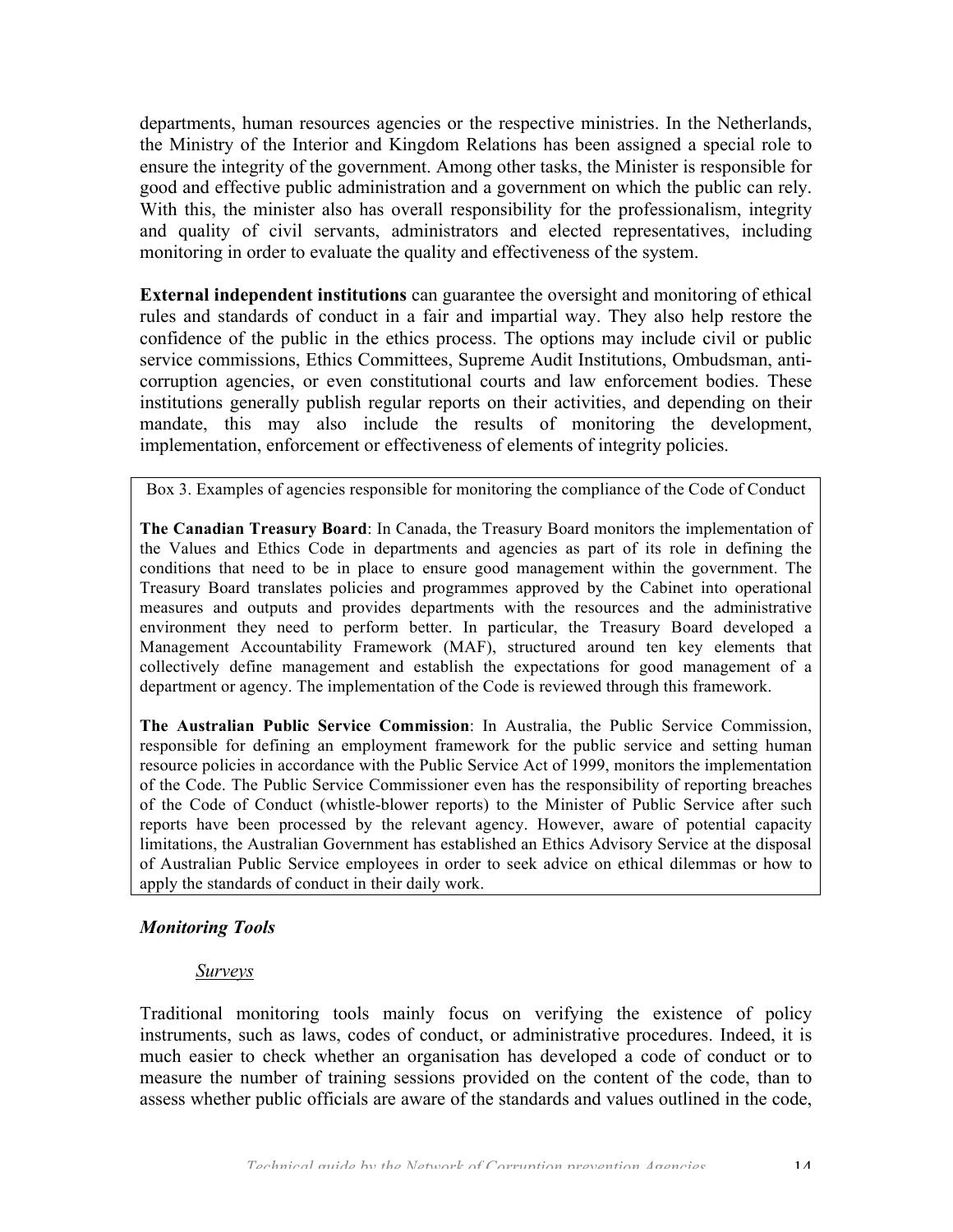departments, human resources agencies or the respective ministries. In the Netherlands, the Ministry of the Interior and Kingdom Relations has been assigned a special role to ensure the integrity of the government. Among other tasks, the Minister is responsible for good and effective public administration and a government on which the public can rely. With this, the minister also has overall responsibility for the professionalism, integrity and quality of civil servants, administrators and elected representatives, including monitoring in order to evaluate the quality and effectiveness of the system.

**External independent institutions** can guarantee the oversight and monitoring of ethical rules and standards of conduct in a fair and impartial way. They also help restore the confidence of the public in the ethics process. The options may include civil or public service commissions, Ethics Committees, Supreme Audit Institutions, Ombudsman, anti-corruption agencies, or even constitutional courts and law enforcement bodies. These institutions generally publish regular reports on their activities, and depending on their mandate, this may also include the results of monitoring the development, implementation, enforcement or effectiveness of elements of integrity policies.

> Box 3. Examples of agencies responsible for monitoring the compliance of the Code of Conduct
>
> **The Canadian Treasury Board**: In Canada, the Treasury Board monitors the implementation of the Values and Ethics Code in departments and agencies as part of its role in defining the conditions that need to be in place to ensure good management within the government. The Treasury Board translates policies and programmes approved by the Cabinet into operational measures and outputs and provides departments with the resources and the administrative environment they need to perform better. In particular, the Treasury Board developed a Management Accountability Framework (MAF), structured around ten key elements that collectively define management and establish the expectations for good management of a department or agency. The implementation of the Code is reviewed through this framework.
>
> **The Australian Public Service Commission**: In Australia, the Public Service Commission, responsible for defining an employment framework for the public service and setting human resource policies in accordance with the Public Service Act of 1999, monitors the implementation of the Code. The Public Service Commissioner even has the responsibility of reporting breaches of the Code of Conduct (whistle-blower reports) to the Minister of Public Service after such reports have been processed by the relevant agency. However, aware of potential capacity limitations, the Australian Government has established an Ethics Advisory Service at the disposal of Australian Public Service employees in order to seek advice on ethical dilemmas or how to apply the standards of conduct in their daily work.

### *Monitoring Tools*

#### Surveys

Traditional monitoring tools mainly focus on verifying the existence of policy instruments, such as laws, codes of conduct, or administrative procedures. Indeed, it is much easier to check whether an organisation has developed a code of conduct or to measure the number of training sessions provided on the content of the code, than to assess whether public officials are aware of the standards and values outlined in the code,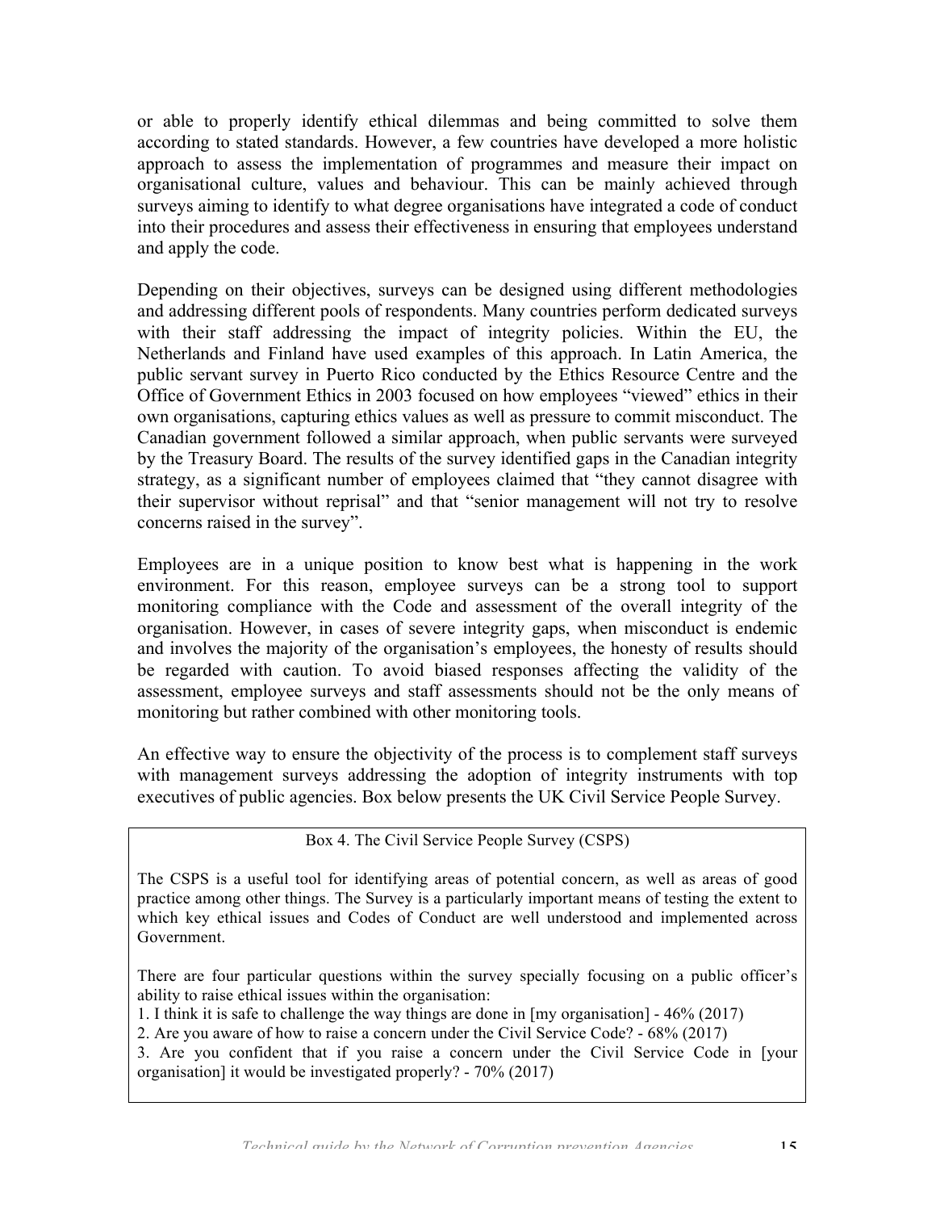or able to properly identify ethical dilemmas and being committed to solve them according to stated standards. However, a few countries have developed a more holistic approach to assess the implementation of programmes and measure their impact on organisational culture, values and behaviour. This can be mainly achieved through surveys aiming to identify to what degree organisations have integrated a code of conduct into their procedures and assess their effectiveness in ensuring that employees understand and apply the code.

Depending on their objectives, surveys can be designed using different methodologies and addressing different pools of respondents. Many countries perform dedicated surveys with their staff addressing the impact of integrity policies. Within the EU, the Netherlands and Finland have used examples of this approach. In Latin America, the public servant survey in Puerto Rico conducted by the Ethics Resource Centre and the Office of Government Ethics in 2003 focused on how employees "viewed" ethics in their own organisations, capturing ethics values as well as pressure to commit misconduct. The Canadian government followed a similar approach, when public servants were surveyed by the Treasury Board. The results of the survey identified gaps in the Canadian integrity strategy, as a significant number of employees claimed that "they cannot disagree with their supervisor without reprisal" and that "senior management will not try to resolve concerns raised in the survey".

Employees are in a unique position to know best what is happening in the work environment. For this reason, employee surveys can be a strong tool to support monitoring compliance with the Code and assessment of the overall integrity of the organisation. However, in cases of severe integrity gaps, when misconduct is endemic and involves the majority of the organisation's employees, the honesty of results should be regarded with caution. To avoid biased responses affecting the validity of the assessment, employee surveys and staff assessments should not be the only means of monitoring but rather combined with other monitoring tools.

An effective way to ensure the objectivity of the process is to complement staff surveys with management surveys addressing the adoption of integrity instruments with top executives of public agencies. Box below presents the UK Civil Service People Survey.

> Box 4. The Civil Service People Survey (CSPS)
>
> The CSPS is a useful tool for identifying areas of potential concern, as well as areas of good practice among other things. The Survey is a particularly important means of testing the extent to which key ethical issues and Codes of Conduct are well understood and implemented across Government.
>
> There are four particular questions within the survey specially focusing on a public officer's ability to raise ethical issues within the organisation:
>
> 1. I think it is safe to challenge the way things are done in [my organisation] - 46% (2017)
> 2. Are you aware of how to raise a concern under the Civil Service Code? - 68% (2017)
> 3. Are you confident that if you raise a concern under the Civil Service Code in [your organisation] it would be investigated properly? - 70% (2017)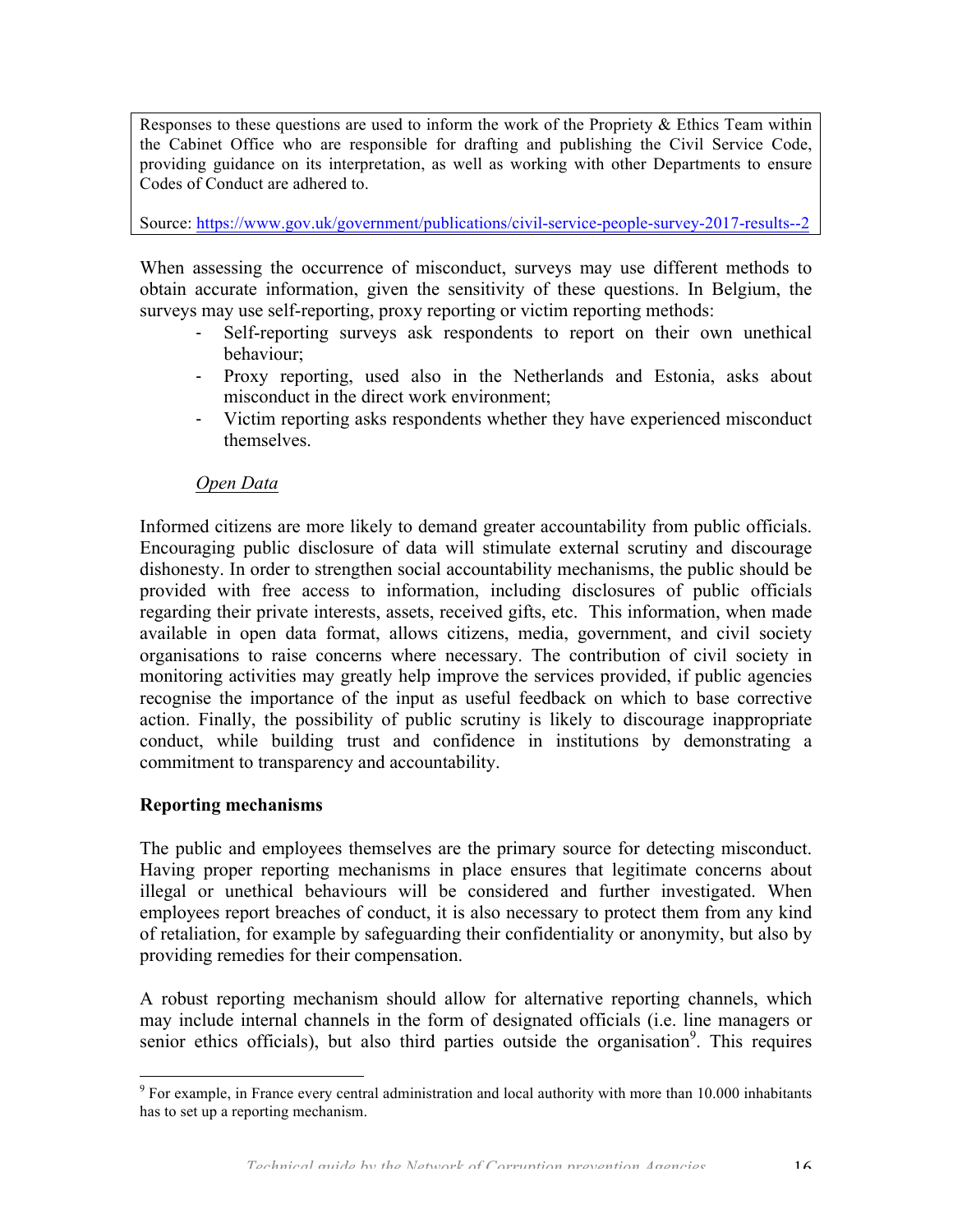Responses to these questions are used to inform the work of the Propriety & Ethics Team within the Cabinet Office who are responsible for drafting and publishing the Civil Service Code, providing guidance on its interpretation, as well as working with other Departments to ensure Codes of Conduct are adhered to.

Source: https://www.gov.uk/government/publications/civil-service-people-survey-2017-results--2

When assessing the occurrence of misconduct, surveys may use different methods to obtain accurate information, given the sensitivity of these questions. In Belgium, the surveys may use self-reporting, proxy reporting or victim reporting methods:

- Self-reporting surveys ask respondents to report on their own unethical behaviour;
- Proxy reporting, used also in the Netherlands and Estonia, asks about misconduct in the direct work environment;
- Victim reporting asks respondents whether they have experienced misconduct themselves.

*Open Data*

Informed citizens are more likely to demand greater accountability from public officials. Encouraging public disclosure of data will stimulate external scrutiny and discourage dishonesty. In order to strengthen social accountability mechanisms, the public should be provided with free access to information, including disclosures of public officials regarding their private interests, assets, received gifts, etc. This information, when made available in open data format, allows citizens, media, government, and civil society organisations to raise concerns where necessary. The contribution of civil society in monitoring activities may greatly help improve the services provided, if public agencies recognise the importance of the input as useful feedback on which to base corrective action. Finally, the possibility of public scrutiny is likely to discourage inappropriate conduct, while building trust and confidence in institutions by demonstrating a commitment to transparency and accountability.

**Reporting mechanisms**

The public and employees themselves are the primary source for detecting misconduct. Having proper reporting mechanisms in place ensures that legitimate concerns about illegal or unethical behaviours will be considered and further investigated. When employees report breaches of conduct, it is also necessary to protect them from any kind of retaliation, for example by safeguarding their confidentiality or anonymity, but also by providing remedies for their compensation.

A robust reporting mechanism should allow for alternative reporting channels, which may include internal channels in the form of designated officials (i.e. line managers or senior ethics officials), but also third parties outside the organisation[9]. This requires

[9] For example, in France every central administration and local authority with more than 10.000 inhabitants has to set up a reporting mechanism.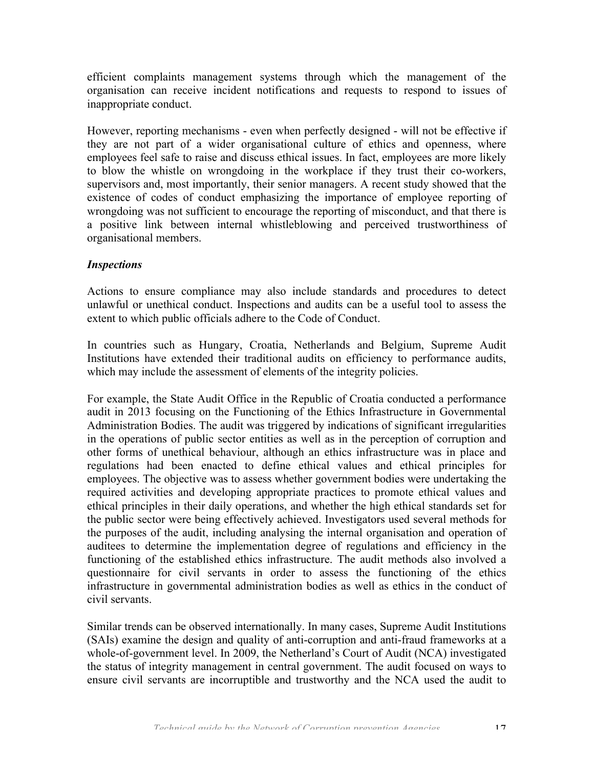efficient complaints management systems through which the management of the organisation can receive incident notifications and requests to respond to issues of inappropriate conduct.

However, reporting mechanisms - even when perfectly designed - will not be effective if they are not part of a wider organisational culture of ethics and openness, where employees feel safe to raise and discuss ethical issues. In fact, employees are more likely to blow the whistle on wrongdoing in the workplace if they trust their co-workers, supervisors and, most importantly, their senior managers. A recent study showed that the existence of codes of conduct emphasizing the importance of employee reporting of wrongdoing was not sufficient to encourage the reporting of misconduct, and that there is a positive link between internal whistleblowing and perceived trustworthiness of organisational members.

***Inspections***

Actions to ensure compliance may also include standards and procedures to detect unlawful or unethical conduct. Inspections and audits can be a useful tool to assess the extent to which public officials adhere to the Code of Conduct.

In countries such as Hungary, Croatia, Netherlands and Belgium, Supreme Audit Institutions have extended their traditional audits on efficiency to performance audits, which may include the assessment of elements of the integrity policies.

For example, the State Audit Office in the Republic of Croatia conducted a performance audit in 2013 focusing on the Functioning of the Ethics Infrastructure in Governmental Administration Bodies. The audit was triggered by indications of significant irregularities in the operations of public sector entities as well as in the perception of corruption and other forms of unethical behaviour, although an ethics infrastructure was in place and regulations had been enacted to define ethical values and ethical principles for employees. The objective was to assess whether government bodies were undertaking the required activities and developing appropriate practices to promote ethical values and ethical principles in their daily operations, and whether the high ethical standards set for the public sector were being effectively achieved. Investigators used several methods for the purposes of the audit, including analysing the internal organisation and operation of auditees to determine the implementation degree of regulations and efficiency in the functioning of the established ethics infrastructure. The audit methods also involved a questionnaire for civil servants in order to assess the functioning of the ethics infrastructure in governmental administration bodies as well as ethics in the conduct of civil servants.

Similar trends can be observed internationally. In many cases, Supreme Audit Institutions (SAIs) examine the design and quality of anti-corruption and anti-fraud frameworks at a whole-of-government level. In 2009, the Netherland's Court of Audit (NCA) investigated the status of integrity management in central government. The audit focused on ways to ensure civil servants are incorruptible and trustworthy and the NCA used the audit to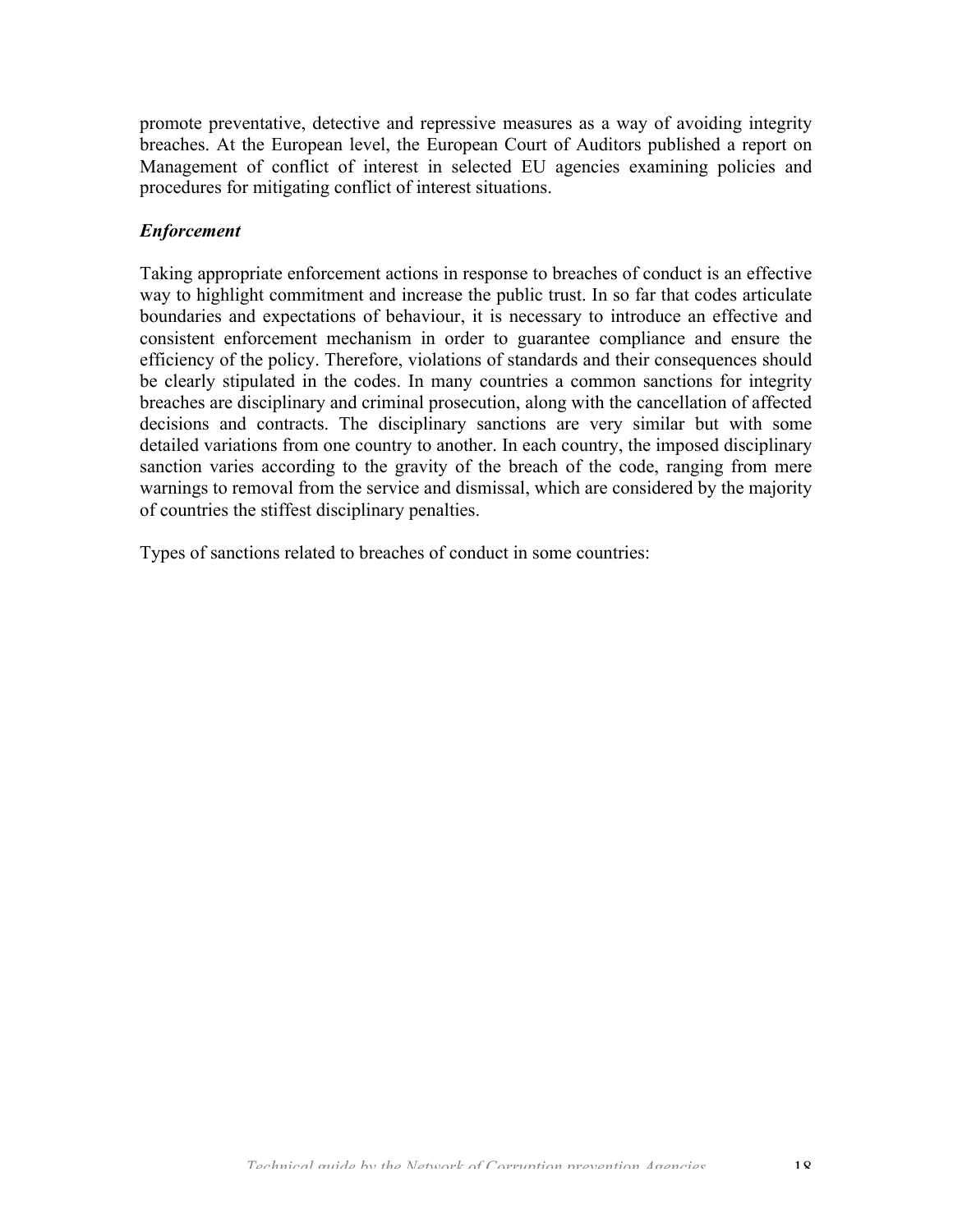promote preventative, detective and repressive measures as a way of avoiding integrity breaches. At the European level, the European Court of Auditors published a report on Management of conflict of interest in selected EU agencies examining policies and procedures for mitigating conflict of interest situations.

***Enforcement***

Taking appropriate enforcement actions in response to breaches of conduct is an effective way to highlight commitment and increase the public trust. In so far that codes articulate boundaries and expectations of behaviour, it is necessary to introduce an effective and consistent enforcement mechanism in order to guarantee compliance and ensure the efficiency of the policy. Therefore, violations of standards and their consequences should be clearly stipulated in the codes. In many countries a common sanctions for integrity breaches are disciplinary and criminal prosecution, along with the cancellation of affected decisions and contracts. The disciplinary sanctions are very similar but with some detailed variations from one country to another. In each country, the imposed disciplinary sanction varies according to the gravity of the breach of the code, ranging from mere warnings to removal from the service and dismissal, which are considered by the majority of countries the stiffest disciplinary penalties.

Types of sanctions related to breaches of conduct in some countries: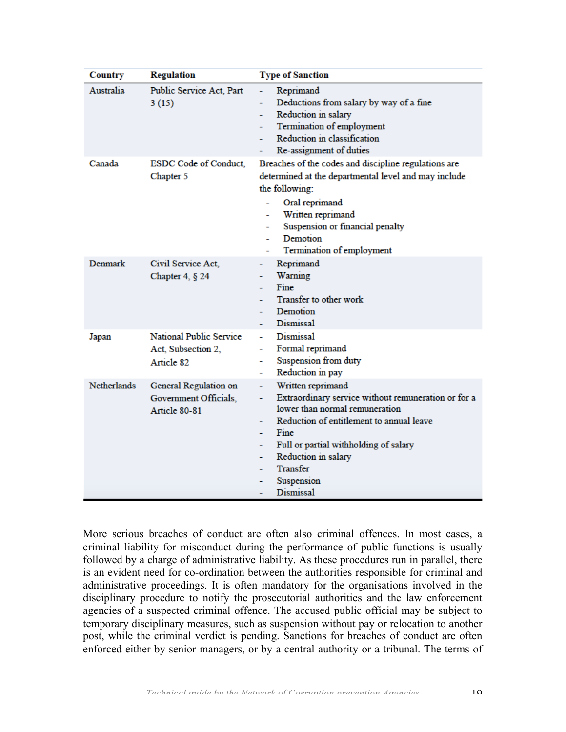| Country | Regulation | Type of Sanction |
|---|---|---|
| Australia | Public Service Act, Part 3 (15) | - Reprimand<br>- Deductions from salary by way of a fine<br>- Reduction in salary<br>- Termination of employment<br>- Reduction in classification<br>- Re-assignment of duties |
| Canada | ESDC Code of Conduct, Chapter 5 | Breaches of the codes and discipline regulations are determined at the departmental level and may include the following:<br>- Oral reprimand<br>- Written reprimand<br>- Suspension or financial penalty<br>- Demotion<br>- Termination of employment |
| Denmark | Civil Service Act, Chapter 4, § 24 | - Reprimand<br>- Warning<br>- Fine<br>- Transfer to other work<br>- Demotion<br>- Dismissal |
| Japan | National Public Service Act, Subsection 2, Article 82 | - Dismissal<br>- Formal reprimand<br>- Suspension from duty<br>- Reduction in pay |
| Netherlands | General Regulation on Government Officials, Article 80-81 | - Written reprimand<br>- Extraordinary service without remuneration or for a lower than normal remuneration<br>- Reduction of entitlement to annual leave<br>- Fine<br>- Full or partial withholding of salary<br>- Reduction in salary<br>- Transfer<br>- Suspension<br>- Dismissal |

More serious breaches of conduct are often also criminal offences. In most cases, a criminal liability for misconduct during the performance of public functions is usually followed by a charge of administrative liability. As these procedures run in parallel, there is an evident need for co-ordination between the authorities responsible for criminal and administrative proceedings. It is often mandatory for the organisations involved in the disciplinary procedure to notify the prosecutorial authorities and the law enforcement agencies of a suspected criminal offence. The accused public official may be subject to temporary disciplinary measures, such as suspension without pay or relocation to another post, while the criminal verdict is pending. Sanctions for breaches of conduct are often enforced either by senior managers, or by a central authority or a tribunal. The terms of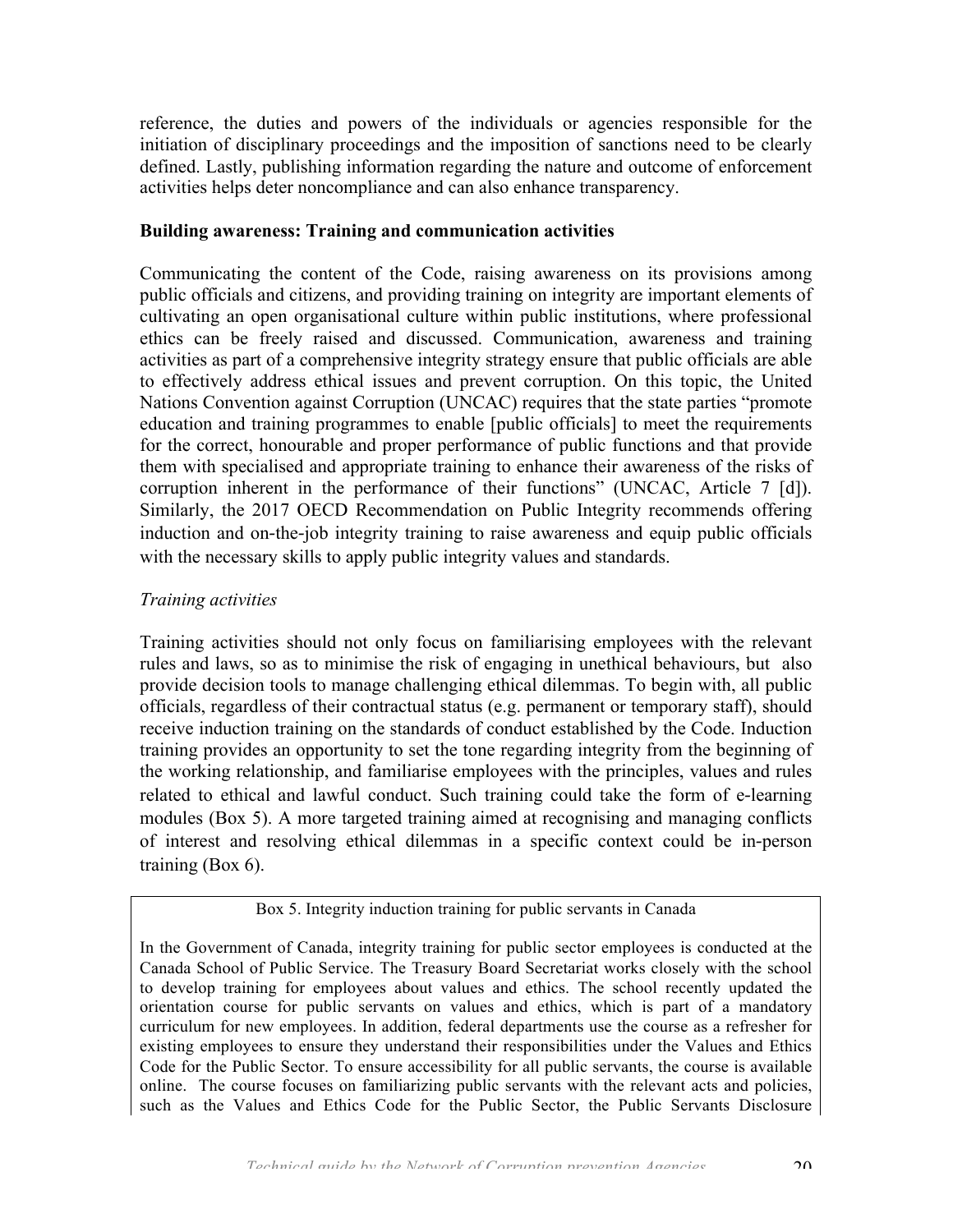reference, the duties and powers of the individuals or agencies responsible for the initiation of disciplinary proceedings and the imposition of sanctions need to be clearly defined. Lastly, publishing information regarding the nature and outcome of enforcement activities helps deter noncompliance and can also enhance transparency.

**Building awareness: Training and communication activities**

Communicating the content of the Code, raising awareness on its provisions among public officials and citizens, and providing training on integrity are important elements of cultivating an open organisational culture within public institutions, where professional ethics can be freely raised and discussed. Communication, awareness and training activities as part of a comprehensive integrity strategy ensure that public officials are able to effectively address ethical issues and prevent corruption. On this topic, the United Nations Convention against Corruption (UNCAC) requires that the state parties "promote education and training programmes to enable [public officials] to meet the requirements for the correct, honourable and proper performance of public functions and that provide them with specialised and appropriate training to enhance their awareness of the risks of corruption inherent in the performance of their functions" (UNCAC, Article 7 [d]). Similarly, the 2017 OECD Recommendation on Public Integrity recommends offering induction and on-the-job integrity training to raise awareness and equip public officials with the necessary skills to apply public integrity values and standards.

*Training activities*

Training activities should not only focus on familiarising employees with the relevant rules and laws, so as to minimise the risk of engaging in unethical behaviours, but also provide decision tools to manage challenging ethical dilemmas. To begin with, all public officials, regardless of their contractual status (e.g. permanent or temporary staff), should receive induction training on the standards of conduct established by the Code. Induction training provides an opportunity to set the tone regarding integrity from the beginning of the working relationship, and familiarise employees with the principles, values and rules related to ethical and lawful conduct. Such training could take the form of e-learning modules (Box 5). A more targeted training aimed at recognising and managing conflicts of interest and resolving ethical dilemmas in a specific context could be in-person training (Box 6).

Box 5. Integrity induction training for public servants in Canada

In the Government of Canada, integrity training for public sector employees is conducted at the Canada School of Public Service. The Treasury Board Secretariat works closely with the school to develop training for employees about values and ethics. The school recently updated the orientation course for public servants on values and ethics, which is part of a mandatory curriculum for new employees. In addition, federal departments use the course as a refresher for existing employees to ensure they understand their responsibilities under the Values and Ethics Code for the Public Sector. To ensure accessibility for all public servants, the course is available online. The course focuses on familiarizing public servants with the relevant acts and policies, such as the Values and Ethics Code for the Public Sector, the Public Servants Disclosure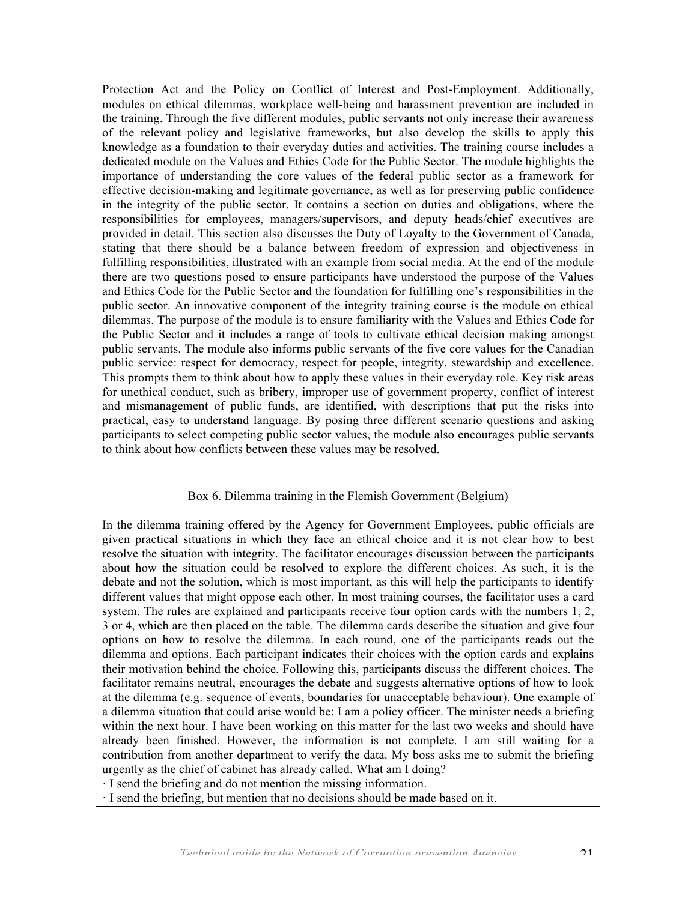Protection Act and the Policy on Conflict of Interest and Post-Employment. Additionally, modules on ethical dilemmas, workplace well-being and harassment prevention are included in the training. Through the five different modules, public servants not only increase their awareness of the relevant policy and legislative frameworks, but also develop the skills to apply this knowledge as a foundation to their everyday duties and activities. The training course includes a dedicated module on the Values and Ethics Code for the Public Sector. The module highlights the importance of understanding the core values of the federal public sector as a framework for effective decision-making and legitimate governance, as well as for preserving public confidence in the integrity of the public sector. It contains a section on duties and obligations, where the responsibilities for employees, managers/supervisors, and deputy heads/chief executives are provided in detail. This section also discusses the Duty of Loyalty to the Government of Canada, stating that there should be a balance between freedom of expression and objectiveness in fulfilling responsibilities, illustrated with an example from social media. At the end of the module there are two questions posed to ensure participants have understood the purpose of the Values and Ethics Code for the Public Sector and the foundation for fulfilling one's responsibilities in the public sector. An innovative component of the integrity training course is the module on ethical dilemmas. The purpose of the module is to ensure familiarity with the Values and Ethics Code for the Public Sector and it includes a range of tools to cultivate ethical decision making amongst public servants. The module also informs public servants of the five core values for the Canadian public service: respect for democracy, respect for people, integrity, stewardship and excellence. This prompts them to think about how to apply these values in their everyday role. Key risk areas for unethical conduct, such as bribery, improper use of government property, conflict of interest and mismanagement of public funds, are identified, with descriptions that put the risks into practical, easy to understand language. By posing three different scenario questions and asking participants to select competing public sector values, the module also encourages public servants to think about how conflicts between these values may be resolved.

Box 6. Dilemma training in the Flemish Government (Belgium)

In the dilemma training offered by the Agency for Government Employees, public officials are given practical situations in which they face an ethical choice and it is not clear how to best resolve the situation with integrity. The facilitator encourages discussion between the participants about how the situation could be resolved to explore the different choices. As such, it is the debate and not the solution, which is most important, as this will help the participants to identify different values that might oppose each other. In most training courses, the facilitator uses a card system. The rules are explained and participants receive four option cards with the numbers 1, 2, 3 or 4, which are then placed on the table. The dilemma cards describe the situation and give four options on how to resolve the dilemma. In each round, one of the participants reads out the dilemma and options. Each participant indicates their choices with the option cards and explains their motivation behind the choice. Following this, participants discuss the different choices. The facilitator remains neutral, encourages the debate and suggests alternative options of how to look at the dilemma (e.g. sequence of events, boundaries for unacceptable behaviour). One example of a dilemma situation that could arise would be: I am a policy officer. The minister needs a briefing within the next hour. I have been working on this matter for the last two weeks and should have already been finished. However, the information is not complete. I am still waiting for a contribution from another department to verify the data. My boss asks me to submit the briefing urgently as the chief of cabinet has already called. What am I doing?

· I send the briefing and do not mention the missing information.
· I send the briefing, but mention that no decisions should be made based on it.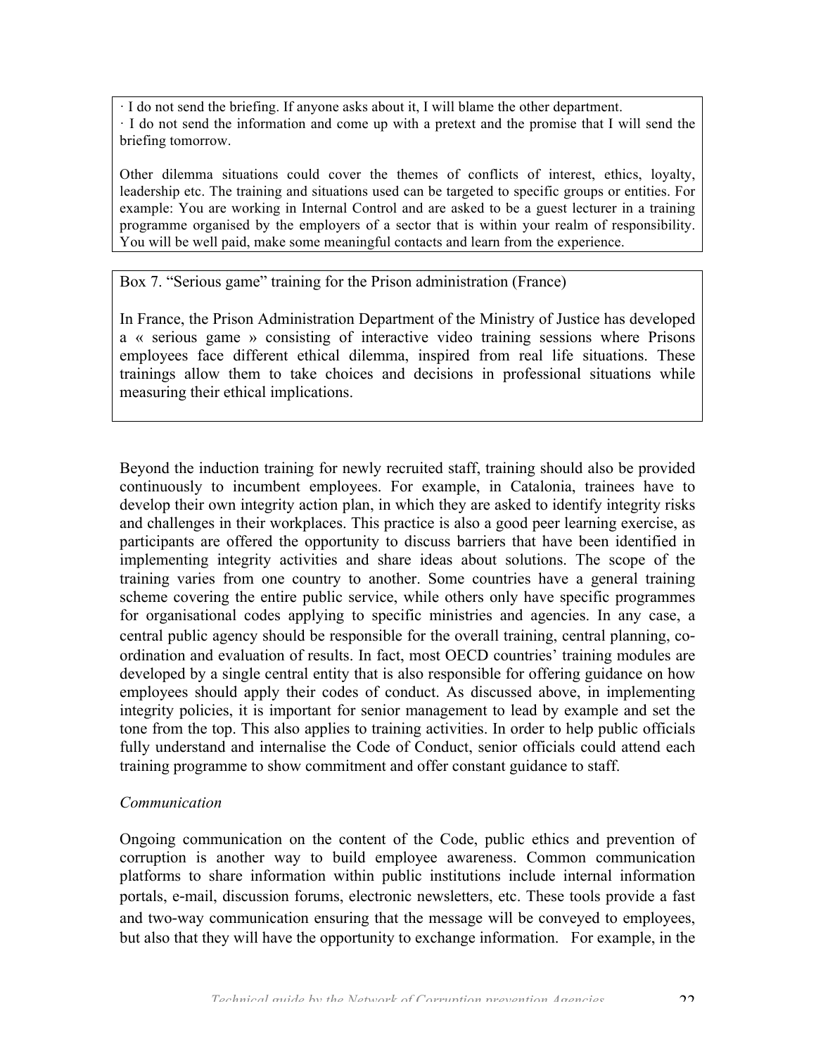· I do not send the briefing. If anyone asks about it, I will blame the other department.
· I do not send the information and come up with a pretext and the promise that I will send the briefing tomorrow.

Other dilemma situations could cover the themes of conflicts of interest, ethics, loyalty, leadership etc. The training and situations used can be targeted to specific groups or entities. For example: You are working in Internal Control and are asked to be a guest lecturer in a training programme organised by the employers of a sector that is within your realm of responsibility. You will be well paid, make some meaningful contacts and learn from the experience.

Box 7. "Serious game" training for the Prison administration (France)

In France, the Prison Administration Department of the Ministry of Justice has developed a « serious game » consisting of interactive video training sessions where Prisons employees face different ethical dilemma, inspired from real life situations. These trainings allow them to take choices and decisions in professional situations while measuring their ethical implications.

Beyond the induction training for newly recruited staff, training should also be provided continuously to incumbent employees. For example, in Catalonia, trainees have to develop their own integrity action plan, in which they are asked to identify integrity risks and challenges in their workplaces. This practice is also a good peer learning exercise, as participants are offered the opportunity to discuss barriers that have been identified in implementing integrity activities and share ideas about solutions. The scope of the training varies from one country to another. Some countries have a general training scheme covering the entire public service, while others only have specific programmes for organisational codes applying to specific ministries and agencies. In any case, a central public agency should be responsible for the overall training, central planning, co-ordination and evaluation of results. In fact, most OECD countries' training modules are developed by a single central entity that is also responsible for offering guidance on how employees should apply their codes of conduct. As discussed above, in implementing integrity policies, it is important for senior management to lead by example and set the tone from the top. This also applies to training activities. In order to help public officials fully understand and internalise the Code of Conduct, senior officials could attend each training programme to show commitment and offer constant guidance to staff.

*Communication*

Ongoing communication on the content of the Code, public ethics and prevention of corruption is another way to build employee awareness. Common communication platforms to share information within public institutions include internal information portals, e-mail, discussion forums, electronic newsletters, etc. These tools provide a fast and two-way communication ensuring that the message will be conveyed to employees, but also that they will have the opportunity to exchange information. For example, in the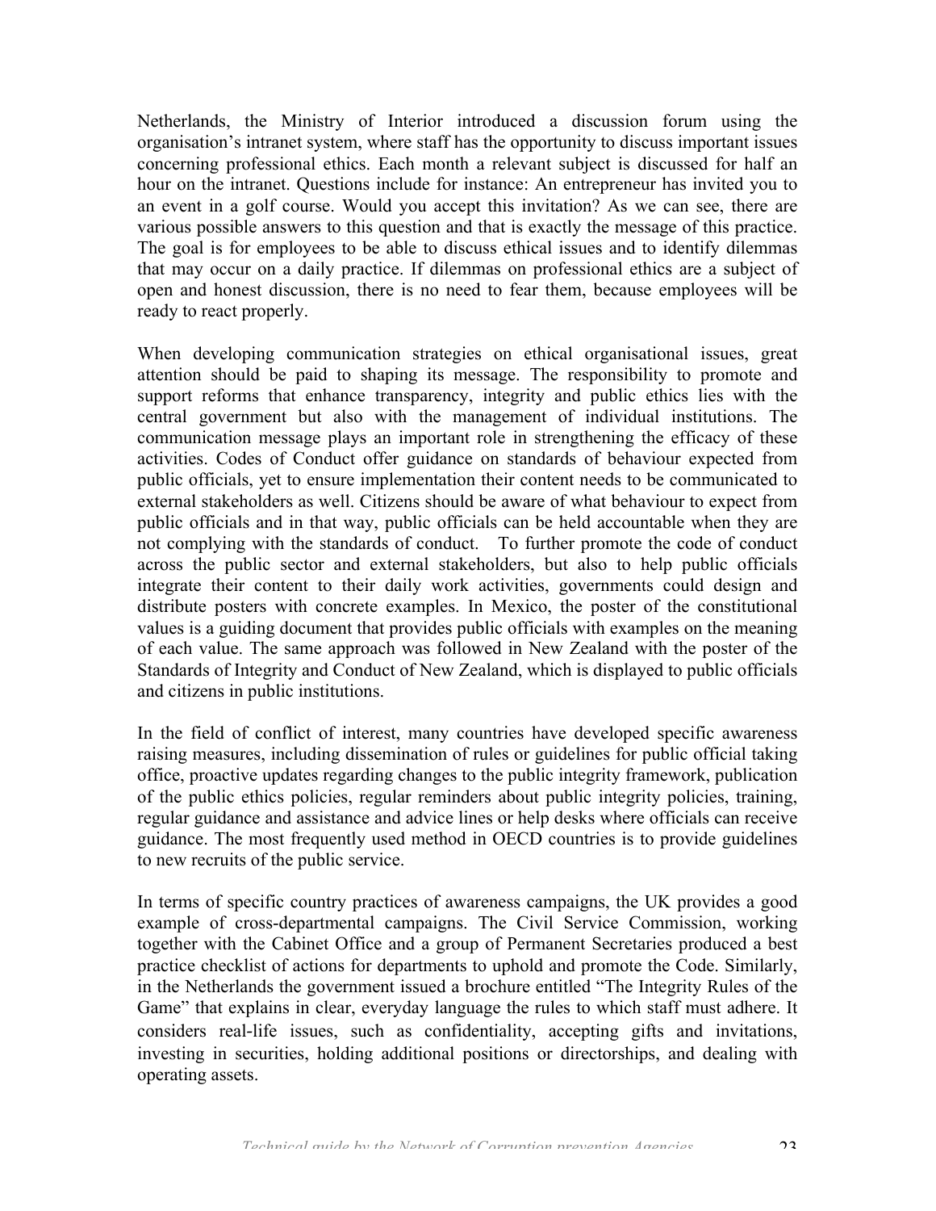Netherlands, the Ministry of Interior introduced a discussion forum using the organisation's intranet system, where staff has the opportunity to discuss important issues concerning professional ethics. Each month a relevant subject is discussed for half an hour on the intranet. Questions include for instance: An entrepreneur has invited you to an event in a golf course. Would you accept this invitation? As we can see, there are various possible answers to this question and that is exactly the message of this practice. The goal is for employees to be able to discuss ethical issues and to identify dilemmas that may occur on a daily practice. If dilemmas on professional ethics are a subject of open and honest discussion, there is no need to fear them, because employees will be ready to react properly.

When developing communication strategies on ethical organisational issues, great attention should be paid to shaping its message. The responsibility to promote and support reforms that enhance transparency, integrity and public ethics lies with the central government but also with the management of individual institutions. The communication message plays an important role in strengthening the efficacy of these activities. Codes of Conduct offer guidance on standards of behaviour expected from public officials, yet to ensure implementation their content needs to be communicated to external stakeholders as well. Citizens should be aware of what behaviour to expect from public officials and in that way, public officials can be held accountable when they are not complying with the standards of conduct. To further promote the code of conduct across the public sector and external stakeholders, but also to help public officials integrate their content to their daily work activities, governments could design and distribute posters with concrete examples. In Mexico, the poster of the constitutional values is a guiding document that provides public officials with examples on the meaning of each value. The same approach was followed in New Zealand with the poster of the Standards of Integrity and Conduct of New Zealand, which is displayed to public officials and citizens in public institutions.

In the field of conflict of interest, many countries have developed specific awareness raising measures, including dissemination of rules or guidelines for public official taking office, proactive updates regarding changes to the public integrity framework, publication of the public ethics policies, regular reminders about public integrity policies, training, regular guidance and assistance and advice lines or help desks where officials can receive guidance. The most frequently used method in OECD countries is to provide guidelines to new recruits of the public service.

In terms of specific country practices of awareness campaigns, the UK provides a good example of cross-departmental campaigns. The Civil Service Commission, working together with the Cabinet Office and a group of Permanent Secretaries produced a best practice checklist of actions for departments to uphold and promote the Code. Similarly, in the Netherlands the government issued a brochure entitled "The Integrity Rules of the Game" that explains in clear, everyday language the rules to which staff must adhere. It considers real-life issues, such as confidentiality, accepting gifts and invitations, investing in securities, holding additional positions or directorships, and dealing with operating assets.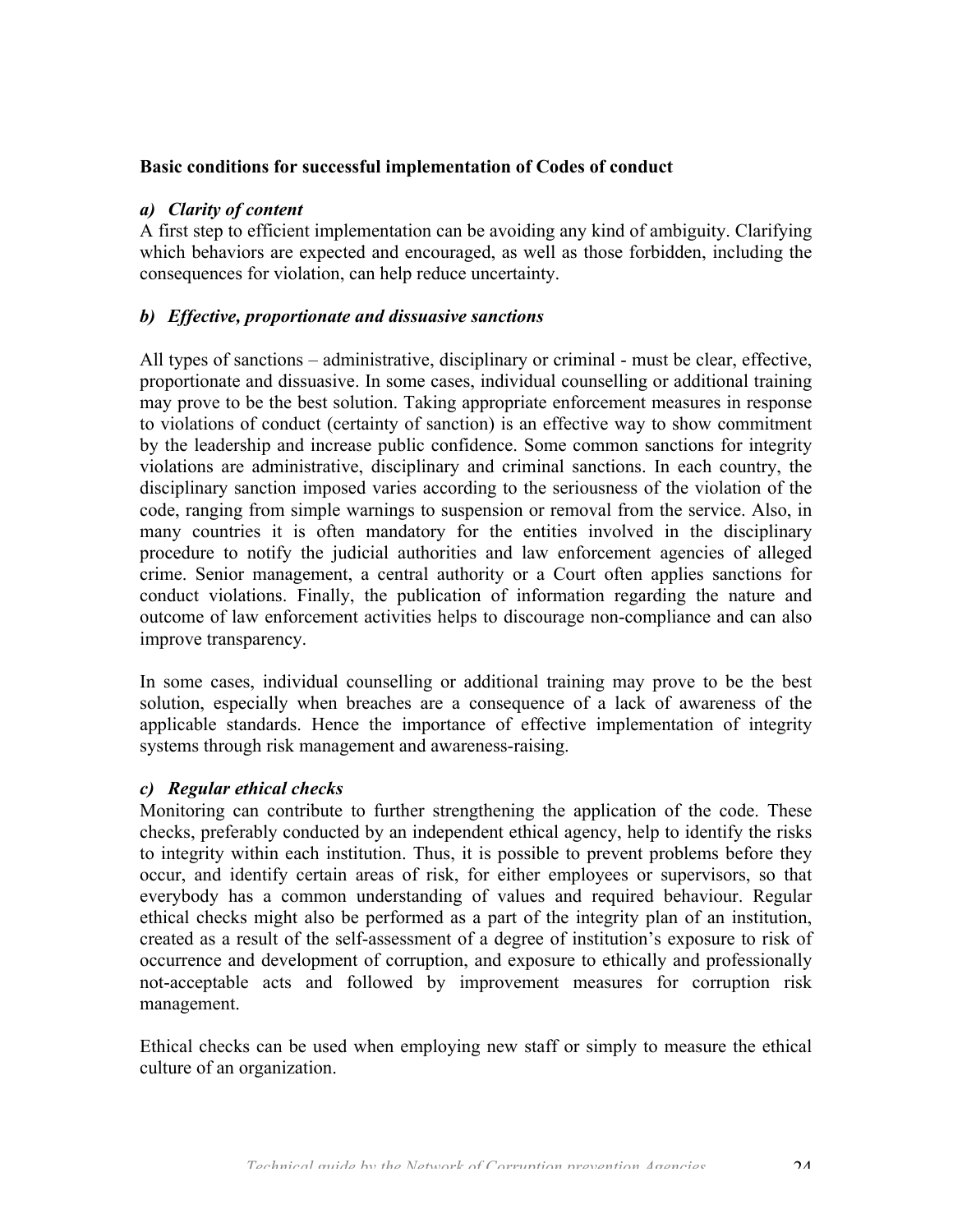**Basic conditions for successful implementation of Codes of conduct**

***a) Clarity of content***

A first step to efficient implementation can be avoiding any kind of ambiguity. Clarifying which behaviors are expected and encouraged, as well as those forbidden, including the consequences for violation, can help reduce uncertainty.

***b) Effective, proportionate and dissuasive sanctions***

All types of sanctions – administrative, disciplinary or criminal - must be clear, effective, proportionate and dissuasive. In some cases, individual counselling or additional training may prove to be the best solution. Taking appropriate enforcement measures in response to violations of conduct (certainty of sanction) is an effective way to show commitment by the leadership and increase public confidence. Some common sanctions for integrity violations are administrative, disciplinary and criminal sanctions. In each country, the disciplinary sanction imposed varies according to the seriousness of the violation of the code, ranging from simple warnings to suspension or removal from the service. Also, in many countries it is often mandatory for the entities involved in the disciplinary procedure to notify the judicial authorities and law enforcement agencies of alleged crime. Senior management, a central authority or a Court often applies sanctions for conduct violations. Finally, the publication of information regarding the nature and outcome of law enforcement activities helps to discourage non-compliance and can also improve transparency.

In some cases, individual counselling or additional training may prove to be the best solution, especially when breaches are a consequence of a lack of awareness of the applicable standards. Hence the importance of effective implementation of integrity systems through risk management and awareness-raising.

***c) Regular ethical checks***

Monitoring can contribute to further strengthening the application of the code. These checks, preferably conducted by an independent ethical agency, help to identify the risks to integrity within each institution. Thus, it is possible to prevent problems before they occur, and identify certain areas of risk, for either employees or supervisors, so that everybody has a common understanding of values and required behaviour. Regular ethical checks might also be performed as a part of the integrity plan of an institution, created as a result of the self-assessment of a degree of institution's exposure to risk of occurrence and development of corruption, and exposure to ethically and professionally not-acceptable acts and followed by improvement measures for corruption risk management.

Ethical checks can be used when employing new staff or simply to measure the ethical culture of an organization.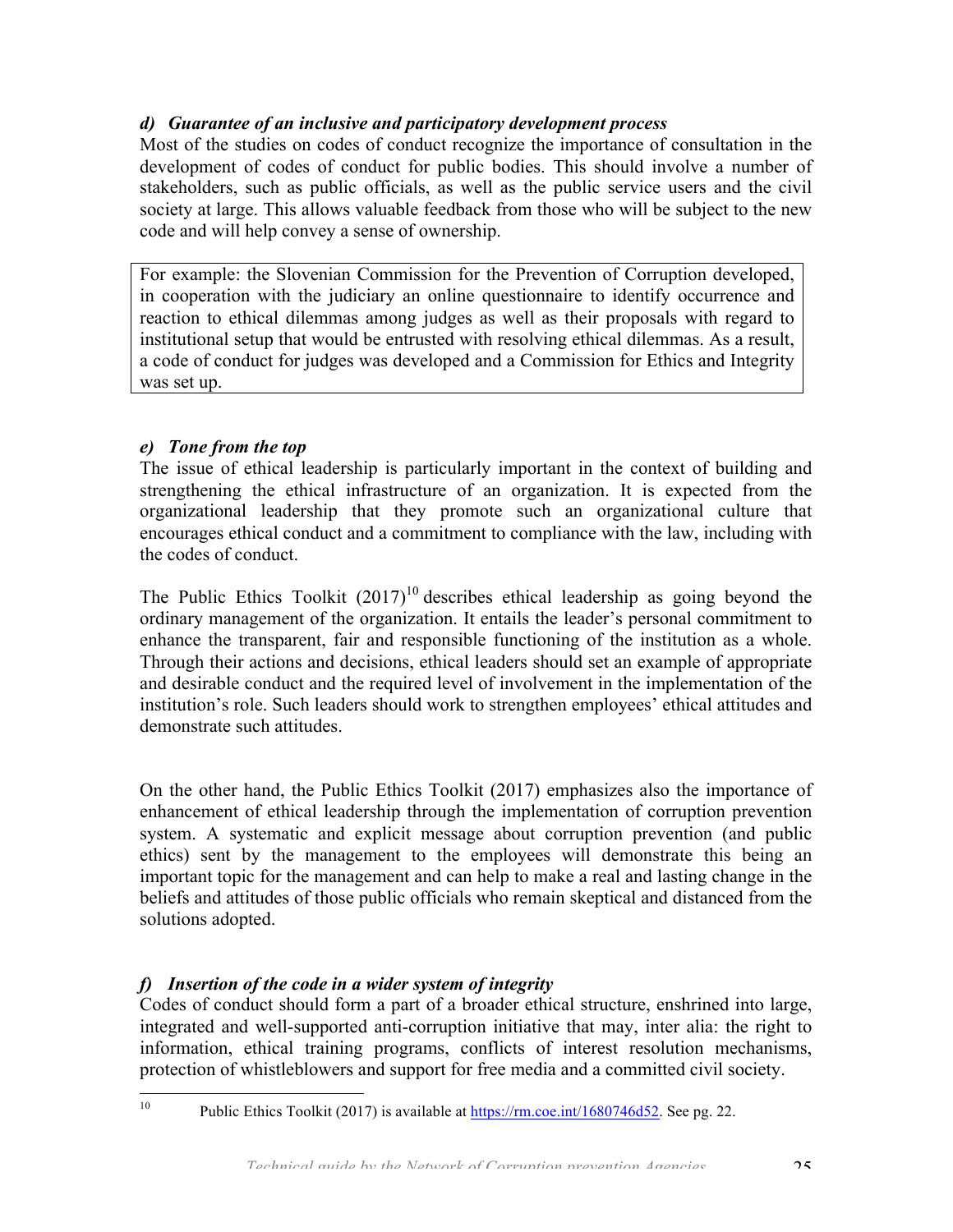### *d) Guarantee of an inclusive and participatory development process*

Most of the studies on codes of conduct recognize the importance of consultation in the development of codes of conduct for public bodies. This should involve a number of stakeholders, such as public officials, as well as the public service users and the civil society at large. This allows valuable feedback from those who will be subject to the new code and will help convey a sense of ownership.

> For example: the Slovenian Commission for the Prevention of Corruption developed, in cooperation with the judiciary an online questionnaire to identify occurrence and reaction to ethical dilemmas among judges as well as their proposals with regard to institutional setup that would be entrusted with resolving ethical dilemmas. As a result, a code of conduct for judges was developed and a Commission for Ethics and Integrity was set up.

### *e) Tone from the top*

The issue of ethical leadership is particularly important in the context of building and strengthening the ethical infrastructure of an organization. It is expected from the organizational leadership that they promote such an organizational culture that encourages ethical conduct and a commitment to compliance with the law, including with the codes of conduct.

The Public Ethics Toolkit (2017)[10] describes ethical leadership as going beyond the ordinary management of the organization. It entails the leader's personal commitment to enhance the transparent, fair and responsible functioning of the institution as a whole. Through their actions and decisions, ethical leaders should set an example of appropriate and desirable conduct and the required level of involvement in the implementation of the institution's role. Such leaders should work to strengthen employees' ethical attitudes and demonstrate such attitudes.

On the other hand, the Public Ethics Toolkit (2017) emphasizes also the importance of enhancement of ethical leadership through the implementation of corruption prevention system. A systematic and explicit message about corruption prevention (and public ethics) sent by the management to the employees will demonstrate this being an important topic for the management and can help to make a real and lasting change in the beliefs and attitudes of those public officials who remain skeptical and distanced from the solutions adopted.

### *f) Insertion of the code in a wider system of integrity*

Codes of conduct should form a part of a broader ethical structure, enshrined into large, integrated and well-supported anti-corruption initiative that may, inter alia: the right to information, ethical training programs, conflicts of interest resolution mechanisms, protection of whistleblowers and support for free media and a committed civil society.

---

[10] Public Ethics Toolkit (2017) is available at https://rm.coe.int/1680746d52. See pg. 22.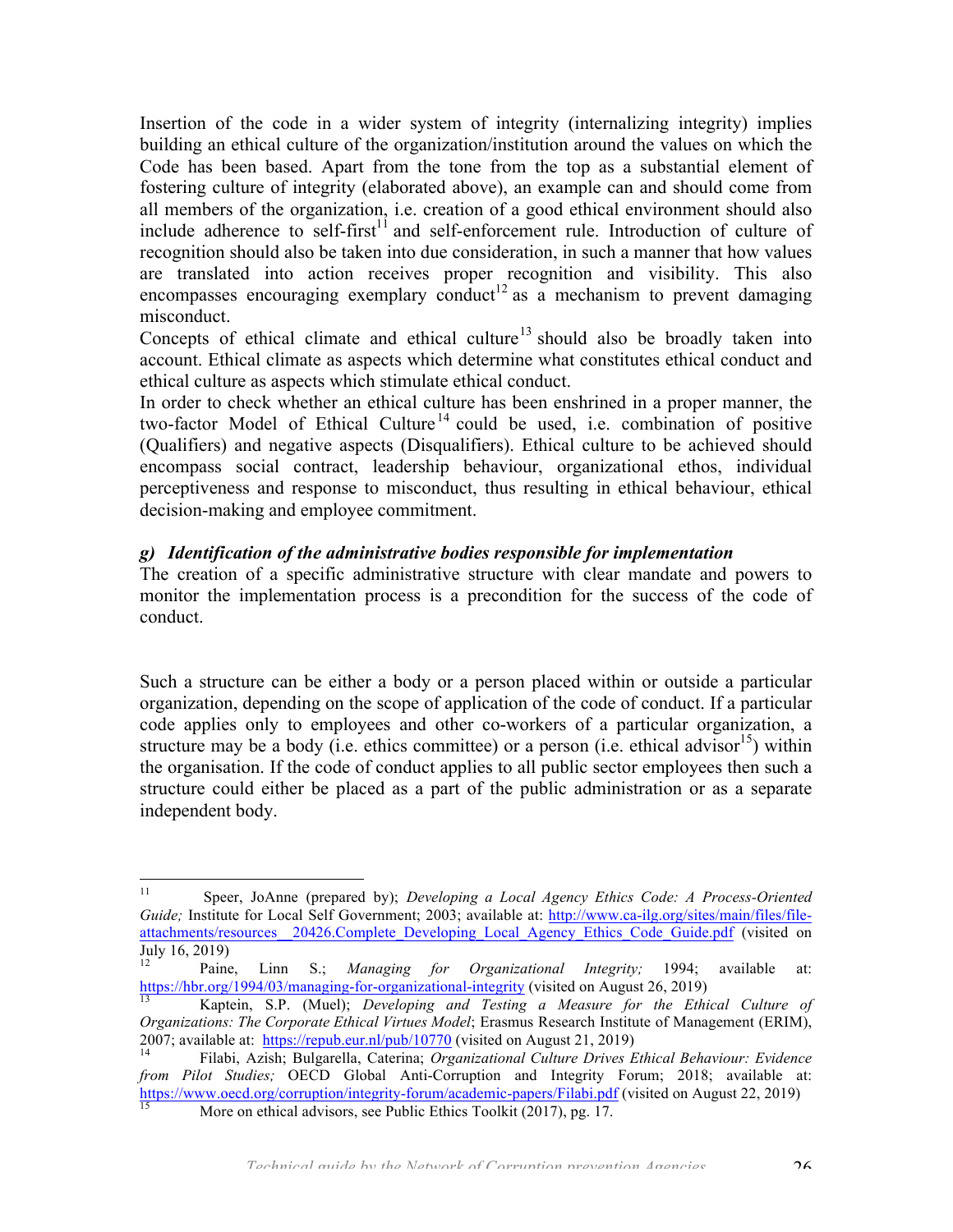Insertion of the code in a wider system of integrity (internalizing integrity) implies building an ethical culture of the organization/institution around the values on which the Code has been based. Apart from the tone from the top as a substantial element of fostering culture of integrity (elaborated above), an example can and should come from all members of the organization, i.e. creation of a good ethical environment should also include adherence to self-first[11] and self-enforcement rule. Introduction of culture of recognition should also be taken into due consideration, in such a manner that how values are translated into action receives proper recognition and visibility. This also encompasses encouraging exemplary conduct[12] as a mechanism to prevent damaging misconduct.

Concepts of ethical climate and ethical culture[13] should also be broadly taken into account. Ethical climate as aspects which determine what constitutes ethical conduct and ethical culture as aspects which stimulate ethical conduct.

In order to check whether an ethical culture has been enshrined in a proper manner, the two-factor Model of Ethical Culture[14] could be used, i.e. combination of positive (Qualifiers) and negative aspects (Disqualifiers). Ethical culture to be achieved should encompass social contract, leadership behaviour, organizational ethos, individual perceptiveness and response to misconduct, thus resulting in ethical behaviour, ethical decision-making and employee commitment.

#### *g) Identification of the administrative bodies responsible for implementation*

The creation of a specific administrative structure with clear mandate and powers to monitor the implementation process is a precondition for the success of the code of conduct.

Such a structure can be either a body or a person placed within or outside a particular organization, depending on the scope of application of the code of conduct. If a particular code applies only to employees and other co-workers of a particular organization, a structure may be a body (i.e. ethics committee) or a person (i.e. ethical advisor[15]) within the organisation. If the code of conduct applies to all public sector employees then such a structure could either be placed as a part of the public administration or as a separate independent body.

---

[11] Speer, JoAnne (prepared by); *Developing a Local Agency Ethics Code: A Process-Oriented Guide;* Institute for Local Self Government; 2003; available at: http://www.ca-ilg.org/sites/main/files/file-attachments/resources__20426.Complete_Developing_Local_Agency_Ethics_Code_Guide.pdf (visited on July 16, 2019)

[12] Paine, Linn S.; *Managing for Organizational Integrity;* 1994; available at: https://hbr.org/1994/03/managing-for-organizational-integrity (visited on August 26, 2019)

[13] Kaptein, S.P. (Muel); *Developing and Testing a Measure for the Ethical Culture of Organizations: The Corporate Ethical Virtues Model*; Erasmus Research Institute of Management (ERIM), 2007; available at: https://repub.eur.nl/pub/10770 (visited on August 21, 2019)

[14] Filabi, Azish; Bulgarella, Caterina; *Organizational Culture Drives Ethical Behaviour: Evidence from Pilot Studies;* OECD Global Anti-Corruption and Integrity Forum; 2018; available at: https://www.oecd.org/corruption/integrity-forum/academic-papers/Filabi.pdf (visited on August 22, 2019)

[15] More on ethical advisors, see Public Ethics Toolkit (2017), pg. 17.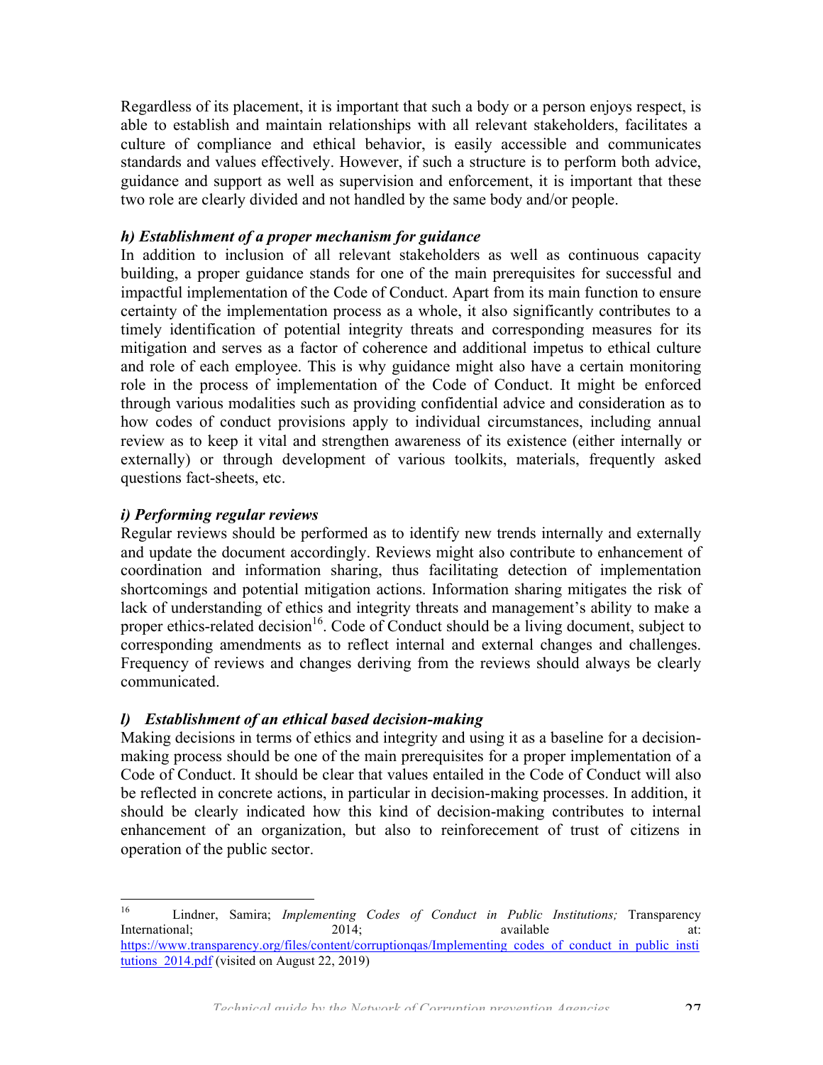Regardless of its placement, it is important that such a body or a person enjoys respect, is able to establish and maintain relationships with all relevant stakeholders, facilitates a culture of compliance and ethical behavior, is easily accessible and communicates standards and values effectively. However, if such a structure is to perform both advice, guidance and support as well as supervision and enforcement, it is important that these two role are clearly divided and not handled by the same body and/or people.

***h) Establishment of a proper mechanism for guidance***

In addition to inclusion of all relevant stakeholders as well as continuous capacity building, a proper guidance stands for one of the main prerequisites for successful and impactful implementation of the Code of Conduct. Apart from its main function to ensure certainty of the implementation process as a whole, it also significantly contributes to a timely identification of potential integrity threats and corresponding measures for its mitigation and serves as a factor of coherence and additional impetus to ethical culture and role of each employee. This is why guidance might also have a certain monitoring role in the process of implementation of the Code of Conduct. It might be enforced through various modalities such as providing confidential advice and consideration as to how codes of conduct provisions apply to individual circumstances, including annual review as to keep it vital and strengthen awareness of its existence (either internally or externally) or through development of various toolkits, materials, frequently asked questions fact-sheets, etc.

***i) Performing regular reviews***

Regular reviews should be performed as to identify new trends internally and externally and update the document accordingly. Reviews might also contribute to enhancement of coordination and information sharing, thus facilitating detection of implementation shortcomings and potential mitigation actions. Information sharing mitigates the risk of lack of understanding of ethics and integrity threats and management's ability to make a proper ethics-related decision[16]. Code of Conduct should be a living document, subject to corresponding amendments as to reflect internal and external changes and challenges. Frequency of reviews and changes deriving from the reviews should always be clearly communicated.

***l) Establishment of an ethical based decision-making***

Making decisions in terms of ethics and integrity and using it as a baseline for a decision-making process should be one of the main prerequisites for a proper implementation of a Code of Conduct. It should be clear that values entailed in the Code of Conduct will also be reflected in concrete actions, in particular in decision-making processes. In addition, it should be clearly indicated how this kind of decision-making contributes to internal enhancement of an organization, but also to reinforecement of trust of citizens in operation of the public sector.

---

[16] Lindner, Samira; *Implementing Codes of Conduct in Public Institutions;* Transparency International; 2014; available at: https://www.transparency.org/files/content/corruptionqas/Implementing_codes_of_conduct_in_public_institutions_2014.pdf (visited on August 22, 2019)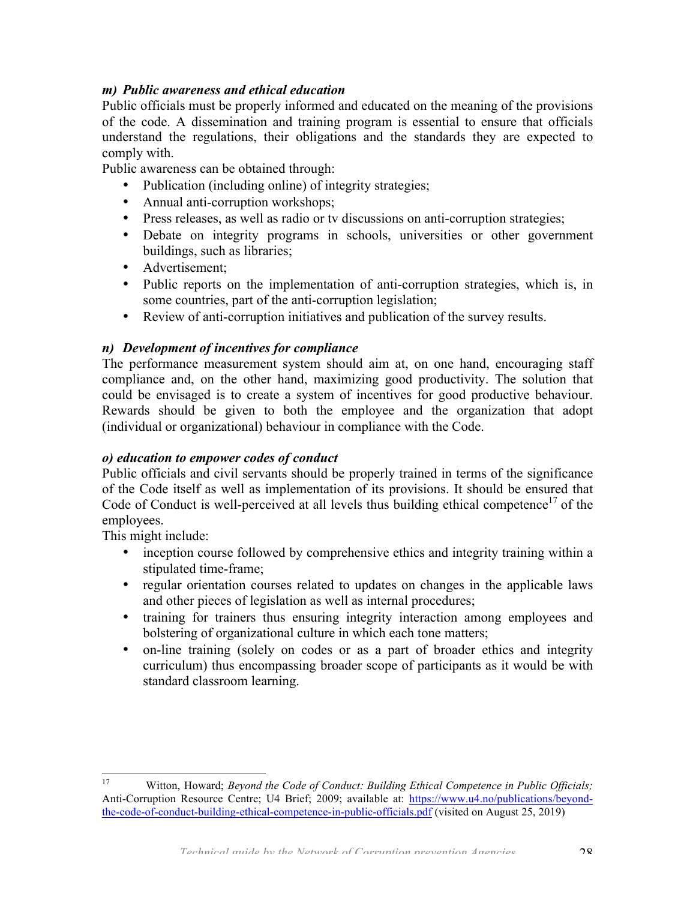***m) Public awareness and ethical education***

Public officials must be properly informed and educated on the meaning of the provisions of the code. A dissemination and training program is essential to ensure that officials understand the regulations, their obligations and the standards they are expected to comply with.

Public awareness can be obtained through:

- Publication (including online) of integrity strategies;
- Annual anti-corruption workshops;
- Press releases, as well as radio or tv discussions on anti-corruption strategies;
- Debate on integrity programs in schools, universities or other government buildings, such as libraries;
- Advertisement;
- Public reports on the implementation of anti-corruption strategies, which is, in some countries, part of the anti-corruption legislation;
- Review of anti-corruption initiatives and publication of the survey results.

***n) Development of incentives for compliance***

The performance measurement system should aim at, on one hand, encouraging staff compliance and, on the other hand, maximizing good productivity. The solution that could be envisaged is to create a system of incentives for good productive behaviour. Rewards should be given to both the employee and the organization that adopt (individual or organizational) behaviour in compliance with the Code.

***o) education to empower codes of conduct***

Public officials and civil servants should be properly trained in terms of the significance of the Code itself as well as implementation of its provisions. It should be ensured that Code of Conduct is well-perceived at all levels thus building ethical competence[17] of the employees.

This might include:

- inception course followed by comprehensive ethics and integrity training within a stipulated time-frame;
- regular orientation courses related to updates on changes in the applicable laws and other pieces of legislation as well as internal procedures;
- training for trainers thus ensuring integrity interaction among employees and bolstering of organizational culture in which each tone matters;
- on-line training (solely on codes or as a part of broader ethics and integrity curriculum) thus encompassing broader scope of participants as it would be with standard classroom learning.

---

[17] Witton, Howard; *Beyond the Code of Conduct: Building Ethical Competence in Public Officials;* Anti-Corruption Resource Centre; U4 Brief; 2009; available at: https://www.u4.no/publications/beyond-the-code-of-conduct-building-ethical-competence-in-public-officials.pdf (visited on August 25, 2019)